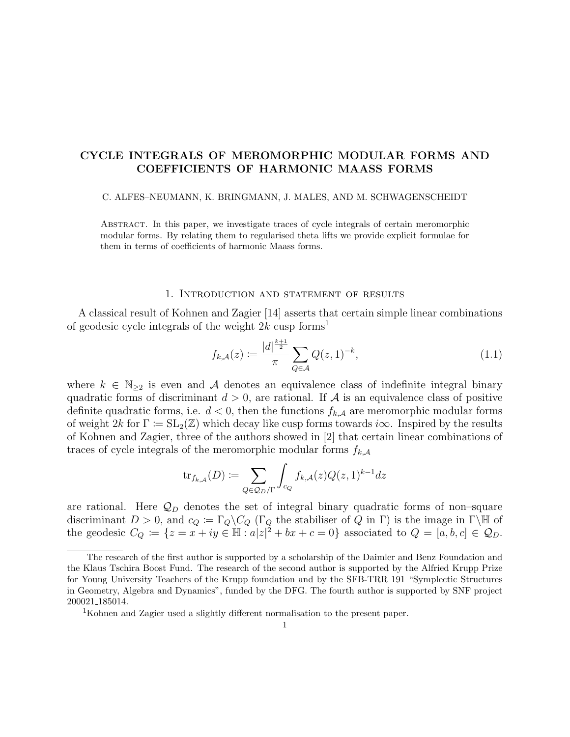# CYCLE INTEGRALS OF MEROMORPHIC MODULAR FORMS AND COEFFICIENTS OF HARMONIC MAASS FORMS

C. ALFES–NEUMANN, K. BRINGMANN, J. MALES, AND M. SCHWAGENSCHEIDT

ABSTRACT. In this paper, we investigate traces of cycle integrals of certain meromorphic modular forms. By relating them to regularised theta lifts we provide explicit formulae for them in terms of coefficients of harmonic Maass forms.

## 1. INTRODUCTION AND STATEMENT OF RESULTS

A classical result of Kohnen and Zagier [14] asserts that certain simple linear combinations of geodesic cycle integrals of the weight $2k$ cusp forms[1]

$$f_{k,\mathcal{A}}(z) := \frac{|d|^{\frac{k+1}{2}}}{\pi} \sum_{Q \in \mathcal{A}} Q(z,1)^{-k}, \tag{1.1}$$

where $k \in \mathbb{N}_{\geq 2}$ is even and $\mathcal{A}$ denotes an equivalence class of indefinite integral binary quadratic forms of discriminant $d > 0$, are rational. If $\mathcal{A}$ is an equivalence class of positive definite quadratic forms, i.e. $d < 0$, then the functions $f_{k,\mathcal{A}}$ are meromorphic modular forms of weight $2k$ for $\Gamma := \mathrm{SL}_2(\mathbb{Z})$ which decay like cusp forms towards $i\infty$. Inspired by the results of Kohnen and Zagier, three of the authors showed in [2] that certain linear combinations of traces of cycle integrals of the meromorphic modular forms $f_{k,\mathcal{A}}$

$$\mathrm{tr}_{f_{k,\mathcal{A}}}(D) := \sum_{Q \in \mathcal{Q}_D/\Gamma} \int_{c_Q} f_{k,\mathcal{A}}(z) Q(z,1)^{k-1} dz$$

are rational. Here $\mathcal{Q}_D$ denotes the set of integral binary quadratic forms of non–square discriminant $D > 0$, and $c_Q := \Gamma_Q \backslash C_Q$ ($\Gamma_Q$ the stabiliser of $Q$ in $\Gamma$) is the image in $\Gamma \backslash \mathbb{H}$ of the geodesic $C_Q := \{z = x + iy \in \mathbb{H} : a|z|^2 + bx + c = 0\}$ associated to $Q = [a, b, c] \in \mathcal{Q}_D$.

---

The research of the first author is supported by a scholarship of the Daimler and Benz Foundation and the Klaus Tschira Boost Fund. The research of the second author is supported by the Alfried Krupp Prize for Young University Teachers of the Krupp foundation and by the SFB-TRR 191 "Symplectic Structures in Geometry, Algebra and Dynamics", funded by the DFG. The fourth author is supported by SNF project 200021_185014.

[1] Kohnen and Zagier used a slightly different normalisation to the present paper.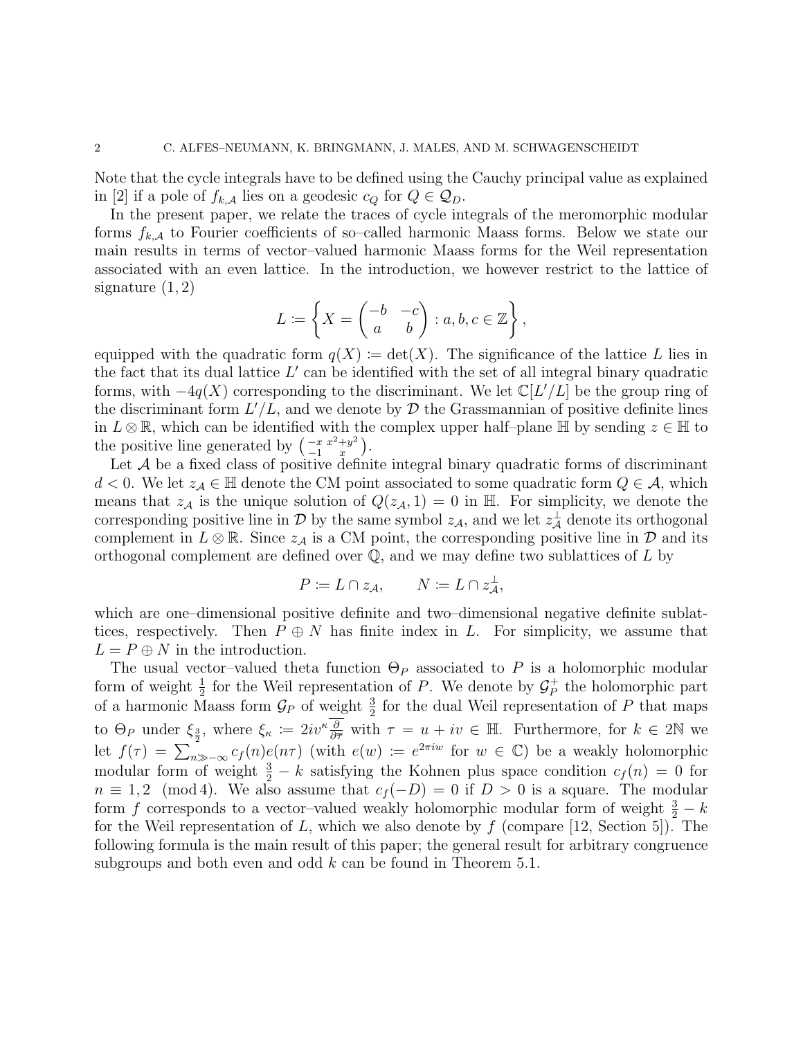Note that the cycle integrals have to be defined using the Cauchy principal value as explained in [2] if a pole of $f_{k,\mathcal{A}}$ lies on a geodesic $c_Q$ for $Q \in \mathcal{Q}_D$.

In the present paper, we relate the traces of cycle integrals of the meromorphic modular forms $f_{k,\mathcal{A}}$ to Fourier coefficients of so–called harmonic Maass forms. Below we state our main results in terms of vector–valued harmonic Maass forms for the Weil representation associated with an even lattice. In the introduction, we however restrict to the lattice of signature $(1,2)$

$$L := \left\{ X = \begin{pmatrix} -b & -c \\ a & b \end{pmatrix} : a, b, c \in \mathbb{Z} \right\},$$

equipped with the quadratic form $q(X) := \det(X)$. The significance of the lattice $L$ lies in the fact that its dual lattice $L'$ can be identified with the set of all integral binary quadratic forms, with $-4q(X)$ corresponding to the discriminant. We let $\mathbb{C}[L'/L]$ be the group ring of the discriminant form $L'/L$, and we denote by $\mathcal{D}$ the Grassmannian of positive definite lines in $L \otimes \mathbb{R}$, which can be identified with the complex upper half–plane $\mathbb{H}$ by sending $z \in \mathbb{H}$ to the positive line generated by $\left(\begin{smallmatrix} -x & x^2+y^2 \\ -1 & x \end{smallmatrix}\right)$.

Let $\mathcal{A}$ be a fixed class of positive definite integral binary quadratic forms of discriminant $d < 0$. We let $z_{\mathcal{A}} \in \mathbb{H}$ denote the CM point associated to some quadratic form $Q \in \mathcal{A}$, which means that $z_{\mathcal{A}}$ is the unique solution of $Q(z_{\mathcal{A}}, 1) = 0$ in $\mathbb{H}$. For simplicity, we denote the corresponding positive line in $\mathcal{D}$ by the same symbol $z_{\mathcal{A}}$, and we let $z_{\mathcal{A}}^{\perp}$ denote its orthogonal complement in $L \otimes \mathbb{R}$. Since $z_{\mathcal{A}}$ is a CM point, the corresponding positive line in $\mathcal{D}$ and its orthogonal complement are defined over $\mathbb{Q}$, and we may define two sublattices of $L$ by

$$P := L \cap z_{\mathcal{A}}, \qquad N := L \cap z_{\mathcal{A}}^{\perp},$$

which are one–dimensional positive definite and two–dimensional negative definite sublattices, respectively. Then $P \oplus N$ has finite index in $L$. For simplicity, we assume that $L = P \oplus N$ in the introduction.

The usual vector–valued theta function $\Theta_P$ associated to $P$ is a holomorphic modular form of weight $\frac{1}{2}$ for the Weil representation of $P$. We denote by $\mathcal{G}_P^+$ the holomorphic part of a harmonic Maass form $\mathcal{G}_P$ of weight $\frac{3}{2}$ for the dual Weil representation of $P$ that maps to $\Theta_P$ under $\xi_{\frac{3}{2}}$, where $\xi_\kappa := 2iv^\kappa \overline{\frac{\partial}{\partial \overline{\tau}}}$ with $\tau = u + iv \in \mathbb{H}$. Furthermore, for $k \in 2\mathbb{N}$ we let $f(\tau) = \sum_{n \gg -\infty} c_f(n) e(n\tau)$ (with $e(w) := e^{2\pi i w}$ for $w \in \mathbb{C}$) be a weakly holomorphic modular form of weight $\frac{3}{2} - k$ satisfying the Kohnen plus space condition $c_f(n) = 0$ for $n \equiv 1, 2 \pmod 4$. We also assume that $c_f(-D) = 0$ if $D > 0$ is a square. The modular form $f$ corresponds to a vector–valued weakly holomorphic modular form of weight $\frac{3}{2} - k$ for the Weil representation of $L$, which we also denote by $f$ (compare [12, Section 5]). The following formula is the main result of this paper; the general result for arbitrary congruence subgroups and both even and odd $k$ can be found in Theorem 5.1.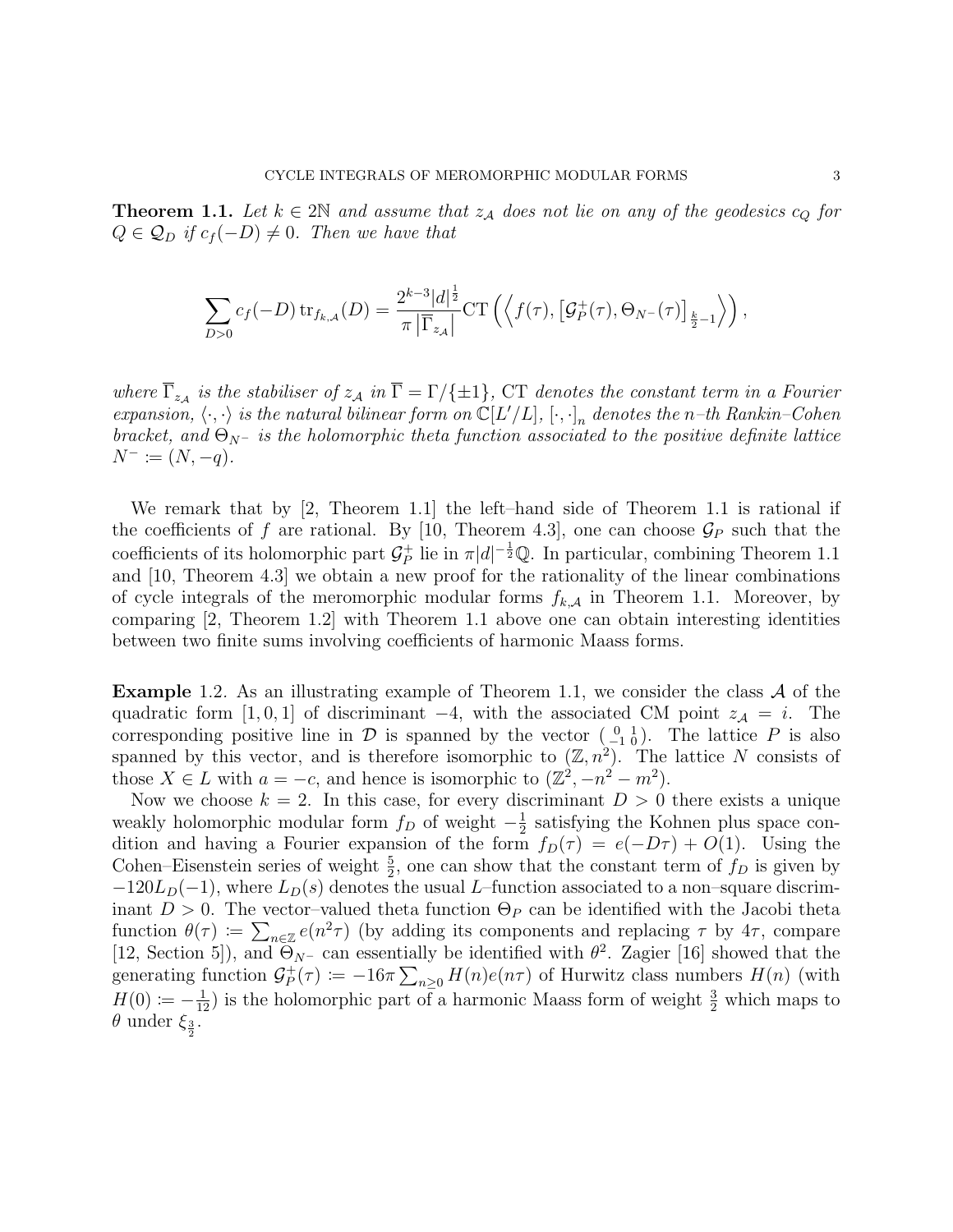**Theorem 1.1.** *Let $k \in 2\mathbb{N}$ and assume that $z_{\mathcal{A}}$ does not lie on any of the geodesics $c_Q$ for $Q \in \mathcal{Q}_D$ if $c_f(-D) \neq 0$. Then we have that*

$$\sum_{D>0} c_f(-D) \operatorname{tr}_{f_{k,\mathcal{A}}}(D) = \frac{2^{k-3}|d|^{\frac{1}{2}}}{\pi \left|\overline{\Gamma}_{z_{\mathcal{A}}}\right|} \mathrm{CT}\left(\left\langle f(\tau), \left[\mathcal{G}_P^+(\tau), \Theta_{N^-}(\tau)\right]_{\frac{k}{2}-1}\right\rangle\right),$$

*where $\overline{\Gamma}_{z_{\mathcal{A}}}$ is the stabiliser of $z_{\mathcal{A}}$ in $\overline{\Gamma} = \Gamma/\{\pm 1\}$, CT denotes the constant term in a Fourier expansion, $\langle \cdot, \cdot \rangle$ is the natural bilinear form on $\mathbb{C}[L'/L]$, $[\cdot, \cdot]_n$ denotes the $n$–th Rankin–Cohen bracket, and $\Theta_{N^-}$ is the holomorphic theta function associated to the positive definite lattice $N^- := (N, -q)$.*

We remark that by [2, Theorem 1.1] the left–hand side of Theorem 1.1 is rational if the coefficients of $f$ are rational. By [10, Theorem 4.3], one can choose $\mathcal{G}_P$ such that the coefficients of its holomorphic part $\mathcal{G}_P^+$ lie in $\pi|d|^{-\frac{1}{2}}\mathbb{Q}$. In particular, combining Theorem 1.1 and [10, Theorem 4.3] we obtain a new proof for the rationality of the linear combinations of cycle integrals of the meromorphic modular forms $f_{k,\mathcal{A}}$ in Theorem 1.1. Moreover, by comparing [2, Theorem 1.2] with Theorem 1.1 above one can obtain interesting identities between two finite sums involving coefficients of harmonic Maass forms.

**Example** 1.2. As an illustrating example of Theorem 1.1, we consider the class $\mathcal{A}$ of the quadratic form $[1, 0, 1]$ of discriminant $-4$, with the associated CM point $z_{\mathcal{A}} = i$. The corresponding positive line in $\mathcal{D}$ is spanned by the vector $\left(\begin{smallmatrix} 0 & 1 \\ -1 & 0 \end{smallmatrix}\right)$. The lattice $P$ is also spanned by this vector, and is therefore isomorphic to $(\mathbb{Z}, n^2)$. The lattice $N$ consists of those $X \in L$ with $a = -c$, and hence is isomorphic to $(\mathbb{Z}^2, -n^2 - m^2)$.

Now we choose $k = 2$. In this case, for every discriminant $D > 0$ there exists a unique weakly holomorphic modular form $f_D$ of weight $-\frac{1}{2}$ satisfying the Kohnen plus space condition and having a Fourier expansion of the form $f_D(\tau) = e(-D\tau) + O(1)$. Using the Cohen–Eisenstein series of weight $\frac{5}{2}$, one can show that the constant term of $f_D$ is given by $-120L_D(-1)$, where $L_D(s)$ denotes the usual $L$–function associated to a non–square discriminant $D > 0$. The vector–valued theta function $\Theta_P$ can be identified with the Jacobi theta function $\theta(\tau) := \sum_{n\in\mathbb{Z}} e(n^2\tau)$ (by adding its components and replacing $\tau$ by $4\tau$, compare [12, Section 5]), and $\Theta_{N^-}$ can essentially be identified with $\theta^2$. Zagier [16] showed that the generating function $\mathcal{G}_P^+(\tau) := -16\pi \sum_{n\geq 0} H(n)e(n\tau)$ of Hurwitz class numbers $H(n)$ (with $H(0) := -\frac{1}{12}$) is the holomorphic part of a harmonic Maass form of weight $\frac{3}{2}$ which maps to $\theta$ under $\xi_{\frac{3}{2}}$.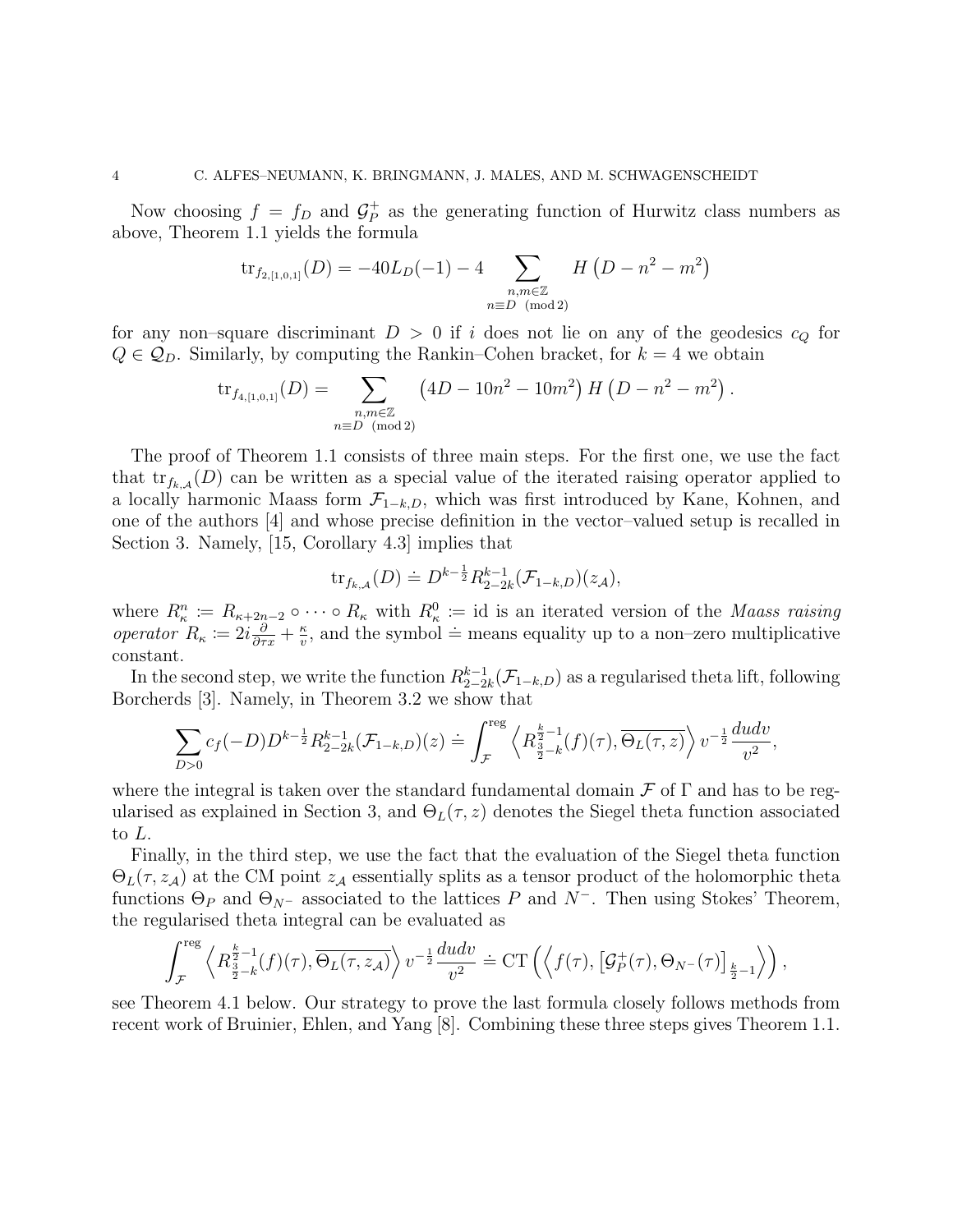Now choosing $f = f_D$ and $\mathcal{G}_P^+$ as the generating function of Hurwitz class numbers as above, Theorem 1.1 yields the formula

$$\operatorname{tr}_{f_{2,[1,0,1]}}(D) = -40L_D(-1) - 4 \sum_{\substack{n,m\in\mathbb{Z} \\ n\equiv D \pmod 2}} H\left(D - n^2 - m^2\right)$$

for any non–square discriminant $D > 0$ if $i$ does not lie on any of the geodesics $c_Q$ for $Q \in \mathcal{Q}_D$. Similarly, by computing the Rankin–Cohen bracket, for $k = 4$ we obtain

$$\operatorname{tr}_{f_{4,[1,0,1]}}(D) = \sum_{\substack{n,m\in\mathbb{Z} \\ n\equiv D \pmod 2}} \left(4D - 10n^2 - 10m^2\right) H\left(D - n^2 - m^2\right).$$

The proof of Theorem 1.1 consists of three main steps. For the first one, we use the fact that $\operatorname{tr}_{f_{k,\mathcal{A}}}(D)$ can be written as a special value of the iterated raising operator applied to a locally harmonic Maass form $\mathcal{F}_{1-k,D}$, which was first introduced by Kane, Kohnen, and one of the authors [4] and whose precise definition in the vector–valued setup is recalled in Section 3. Namely, [15, Corollary 4.3] implies that

$$\operatorname{tr}_{f_{k,\mathcal{A}}}(D) \doteq D^{k-\frac{1}{2}} R_{2-2k}^{k-1}(\mathcal{F}_{1-k,D})(z_{\mathcal{A}}),$$

where $R_\kappa^n := R_{\kappa+2n-2} \circ \cdots \circ R_\kappa$ with $R_\kappa^0 :=$ id is an iterated version of the *Maass raising operator* $R_\kappa := 2i\frac{\partial}{\partial \tau x} + \frac{\kappa}{v}$, and the symbol $\doteq$ means equality up to a non–zero multiplicative constant.

In the second step, we write the function $R_{2-2k}^{k-1}(\mathcal{F}_{1-k,D})$ as a regularised theta lift, following Borcherds [3]. Namely, in Theorem 3.2 we show that

$$\sum_{D>0} c_f(-D) D^{k-\frac{1}{2}} R_{2-2k}^{k-1}(\mathcal{F}_{1-k,D})(z) \doteq \int_{\mathcal{F}}^{\mathrm{reg}} \left\langle R_{\frac{3}{2}-k}^{\frac{k}{2}-1}(f)(\tau), \overline{\Theta_L(\tau,z)}\right\rangle v^{-\frac{1}{2}} \frac{dudv}{v^2},$$

where the integral is taken over the standard fundamental domain $\mathcal{F}$ of $\Gamma$ and has to be regularised as explained in Section 3, and $\Theta_L(\tau, z)$ denotes the Siegel theta function associated to $L$.

Finally, in the third step, we use the fact that the evaluation of the Siegel theta function $\Theta_L(\tau, z_{\mathcal{A}})$ at the CM point $z_{\mathcal{A}}$ essentially splits as a tensor product of the holomorphic theta functions $\Theta_P$ and $\Theta_{N^-}$ associated to the lattices $P$ and $N^-$. Then using Stokes' Theorem, the regularised theta integral can be evaluated as

$$\int_{\mathcal{F}}^{\mathrm{reg}} \left\langle R_{\frac{3}{2}-k}^{\frac{k}{2}-1}(f)(\tau), \overline{\Theta_L(\tau,z_{\mathcal{A}})}\right\rangle v^{-\frac{1}{2}} \frac{dudv}{v^2} \doteq \operatorname{CT}\left(\left\langle f(\tau), \left[\mathcal{G}_P^+(\tau), \Theta_{N^-}(\tau)\right]_{\frac{k}{2}-1}\right\rangle\right),$$

see Theorem 4.1 below. Our strategy to prove the last formula closely follows methods from recent work of Bruinier, Ehlen, and Yang [8]. Combining these three steps gives Theorem 1.1.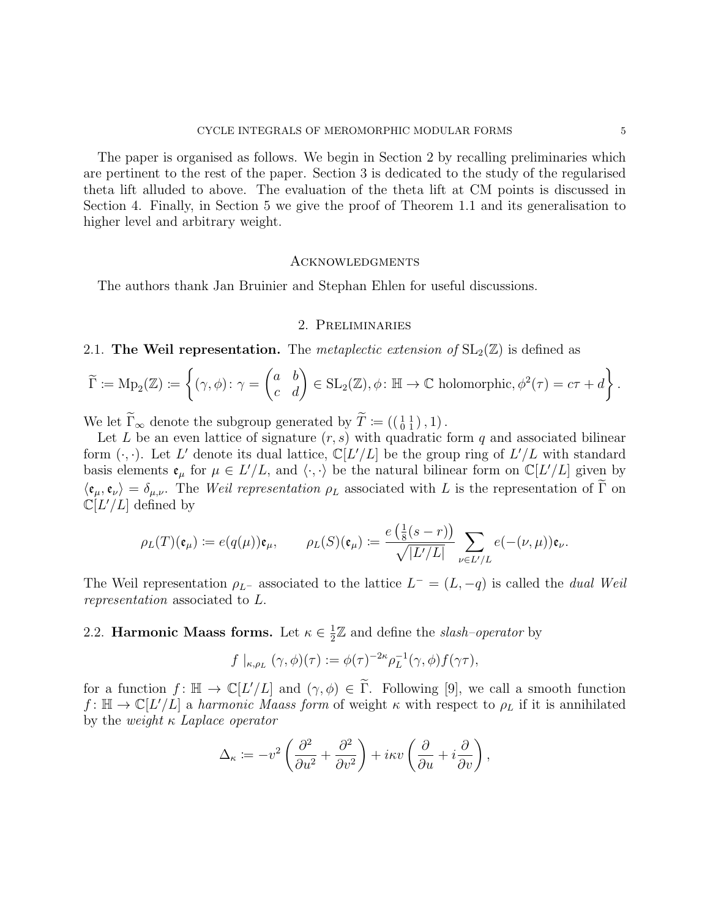The paper is organised as follows. We begin in Section 2 by recalling preliminaries which are pertinent to the rest of the paper. Section 3 is dedicated to the study of the regularised theta lift alluded to above. The evaluation of the theta lift at CM points is discussed in Section 4. Finally, in Section 5 we give the proof of Theorem 1.1 and its generalisation to higher level and arbitrary weight.

## Acknowledgments

The authors thank Jan Bruinier and Stephan Ehlen for useful discussions.

## 2. Preliminaries

### 2.1. The Weil representation.

The *metaplectic extension of* $\mathrm{SL}_2(\mathbb{Z})$ is defined as

$$\widetilde{\Gamma} \coloneqq \mathrm{Mp}_2(\mathbb{Z}) \coloneqq \left\{ (\gamma, \phi) \colon \gamma = \begin{pmatrix} a & b \\ c & d \end{pmatrix} \in \mathrm{SL}_2(\mathbb{Z}), \phi \colon \mathbb{H} \to \mathbb{C} \text{ holomorphic}, \phi^2(\tau) = c\tau + d \right\}.$$

We let $\widetilde{\Gamma}_\infty$ denote the subgroup generated by $\widetilde{T} \coloneqq \left( \left( \begin{smallmatrix} 1 & 1 \\ 0 & 1 \end{smallmatrix} \right), 1 \right)$.

Let $L$ be an even lattice of signature $(r, s)$ with quadratic form $q$ and associated bilinear form $(\cdot, \cdot)$. Let $L'$ denote its dual lattice, $\mathbb{C}[L'/L]$ be the group ring of $L'/L$ with standard basis elements $\mathfrak{e}_\mu$ for $\mu \in L'/L$, and $\langle \cdot, \cdot \rangle$ be the natural bilinear form on $\mathbb{C}[L'/L]$ given by $\langle \mathfrak{e}_\mu, \mathfrak{e}_\nu \rangle = \delta_{\mu,\nu}$. The *Weil representation* $\rho_L$ associated with $L$ is the representation of $\widetilde{\Gamma}$ on $\mathbb{C}[L'/L]$ defined by

$$\rho_L(T)(\mathfrak{e}_\mu) \coloneqq e(q(\mu))\mathfrak{e}_\mu, \qquad \rho_L(S)(\mathfrak{e}_\mu) \coloneqq \frac{e\left(\frac{1}{8}(s-r)\right)}{\sqrt{|L'/L|}} \sum_{\nu \in L'/L} e(-(\nu, \mu))\mathfrak{e}_\nu.$$

The Weil representation $\rho_{L^-}$ associated to the lattice $L^- = (L, -q)$ is called the *dual Weil representation* associated to $L$.

### 2.2. Harmonic Maass forms.

Let $\kappa \in \frac{1}{2}\mathbb{Z}$ and define the *slash–operator* by

$$f \mid_{\kappa, \rho_L} (\gamma, \phi)(\tau) \coloneqq \phi(\tau)^{-2\kappa} \rho_L^{-1}(\gamma, \phi) f(\gamma\tau),$$

for a function $f \colon \mathbb{H} \to \mathbb{C}[L'/L]$ and $(\gamma, \phi) \in \widetilde{\Gamma}$. Following [9], we call a smooth function $f \colon \mathbb{H} \to \mathbb{C}[L'/L]$ a *harmonic Maass form* of weight $\kappa$ with respect to $\rho_L$ if it is annihilated by the *weight $\kappa$ Laplace operator*

$$\Delta_\kappa \coloneqq -v^2 \left( \frac{\partial^2}{\partial u^2} + \frac{\partial^2}{\partial v^2} \right) + i\kappa v \left( \frac{\partial}{\partial u} + i \frac{\partial}{\partial v} \right),$$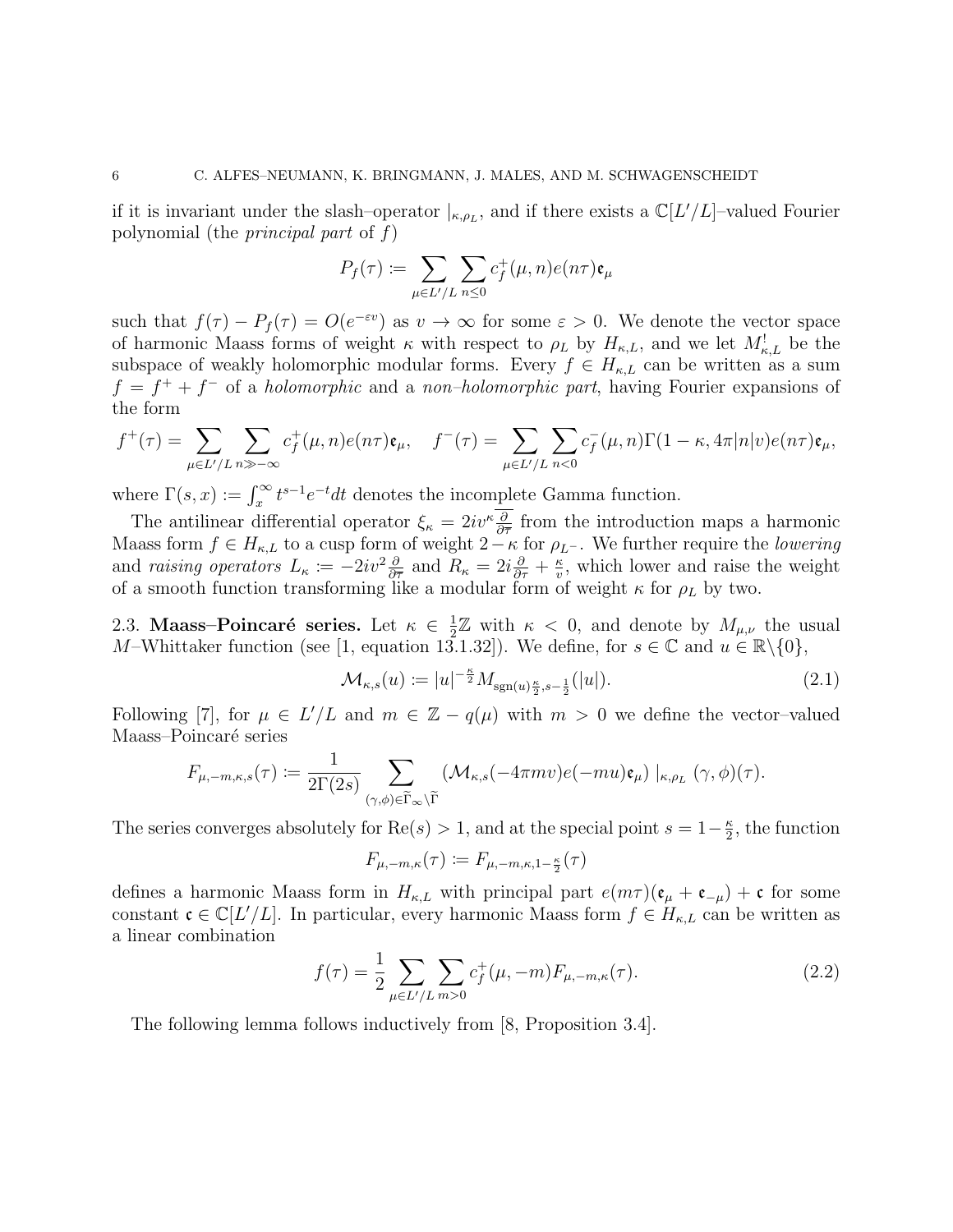if it is invariant under the slash–operator $|_{\kappa,\rho_L}$, and if there exists a $\mathbb{C}[L'/L]$–valued Fourier polynomial (the *principal part* of $f$)

$$P_f(\tau) := \sum_{\mu\in L'/L}\sum_{n\leq 0} c_f^+(\mu,n)e(n\tau)\mathfrak{e}_\mu$$

such that $f(\tau) - P_f(\tau) = O(e^{-\varepsilon v})$ as $v\to\infty$ for some $\varepsilon > 0$. We denote the vector space of harmonic Maass forms of weight $\kappa$ with respect to $\rho_L$ by $H_{\kappa,L}$, and we let $M^!_{\kappa,L}$ be the subspace of weakly holomorphic modular forms. Every $f\in H_{\kappa,L}$ can be written as a sum $f = f^+ + f^-$ of a *holomorphic* and a *non–holomorphic part*, having Fourier expansions of the form

$$f^+(\tau) = \sum_{\mu\in L'/L}\sum_{n\gg-\infty} c_f^+(\mu,n)e(n\tau)\mathfrak{e}_\mu, \quad f^-(\tau) = \sum_{\mu\in L'/L}\sum_{n<0} c_f^-(\mu,n)\Gamma(1-\kappa,4\pi|n|v)e(n\tau)\mathfrak{e}_\mu,$$

where $\Gamma(s,x) := \int_x^\infty t^{s-1}e^{-t}dt$ denotes the incomplete Gamma function.

The antilinear differential operator $\xi_\kappa = 2iv^\kappa\overline{\frac{\partial}{\partial\overline{\tau}}}$ from the introduction maps a harmonic Maass form $f\in H_{\kappa,L}$ to a cusp form of weight $2-\kappa$ for $\rho_{L^-}$. We further require the *lowering* and *raising operators* $L_\kappa := -2iv^2\frac{\partial}{\partial\overline{\tau}}$ and $R_\kappa = 2i\frac{\partial}{\partial\tau} + \frac{\kappa}{v}$, which lower and raise the weight of a smooth function transforming like a modular form of weight $\kappa$ for $\rho_L$ by two.

2.3. **Maass–Poincaré series.** Let $\kappa\in\frac{1}{2}\mathbb{Z}$ with $\kappa < 0$, and denote by $M_{\mu,\nu}$ the usual $M$–Whittaker function (see [1, equation 13.1.32]). We define, for $s\in\mathbb{C}$ and $u\in\mathbb{R}\backslash\{0\}$,

$$\mathcal{M}_{\kappa,s}(u) := |u|^{-\frac{\kappa}{2}} M_{\operatorname{sgn}(u)\frac{\kappa}{2},s-\frac{1}{2}}(|u|). \tag{2.1}$$

Following [7], for $\mu\in L'/L$ and $m\in\mathbb{Z}-q(\mu)$ with $m>0$ we define the vector–valued Maass–Poincaré series

$$F_{\mu,-m,\kappa,s}(\tau) := \frac{1}{2\Gamma(2s)}\sum_{(\gamma,\phi)\in\widetilde{\Gamma}_\infty\backslash\widetilde{\Gamma}} \left(\mathcal{M}_{\kappa,s}(-4\pi mv)e(-mu)\mathfrak{e}_\mu\right)|_{\kappa,\rho_L}(\gamma,\phi)(\tau).$$

The series converges absolutely for $\operatorname{Re}(s)>1$, and at the special point $s = 1-\frac{\kappa}{2}$, the function

$$F_{\mu,-m,\kappa}(\tau) := F_{\mu,-m,\kappa,1-\frac{\kappa}{2}}(\tau)$$

defines a harmonic Maass form in $H_{\kappa,L}$ with principal part $e(m\tau)(\mathfrak{e}_\mu + \mathfrak{e}_{-\mu}) + \mathfrak{c}$ for some constant $\mathfrak{c}\in\mathbb{C}[L'/L]$. In particular, every harmonic Maass form $f\in H_{\kappa,L}$ can be written as a linear combination

$$f(\tau) = \frac{1}{2}\sum_{\mu\in L'/L}\sum_{m>0} c_f^+(\mu,-m)F_{\mu,-m,\kappa}(\tau). \tag{2.2}$$

The following lemma follows inductively from [8, Proposition 3.4].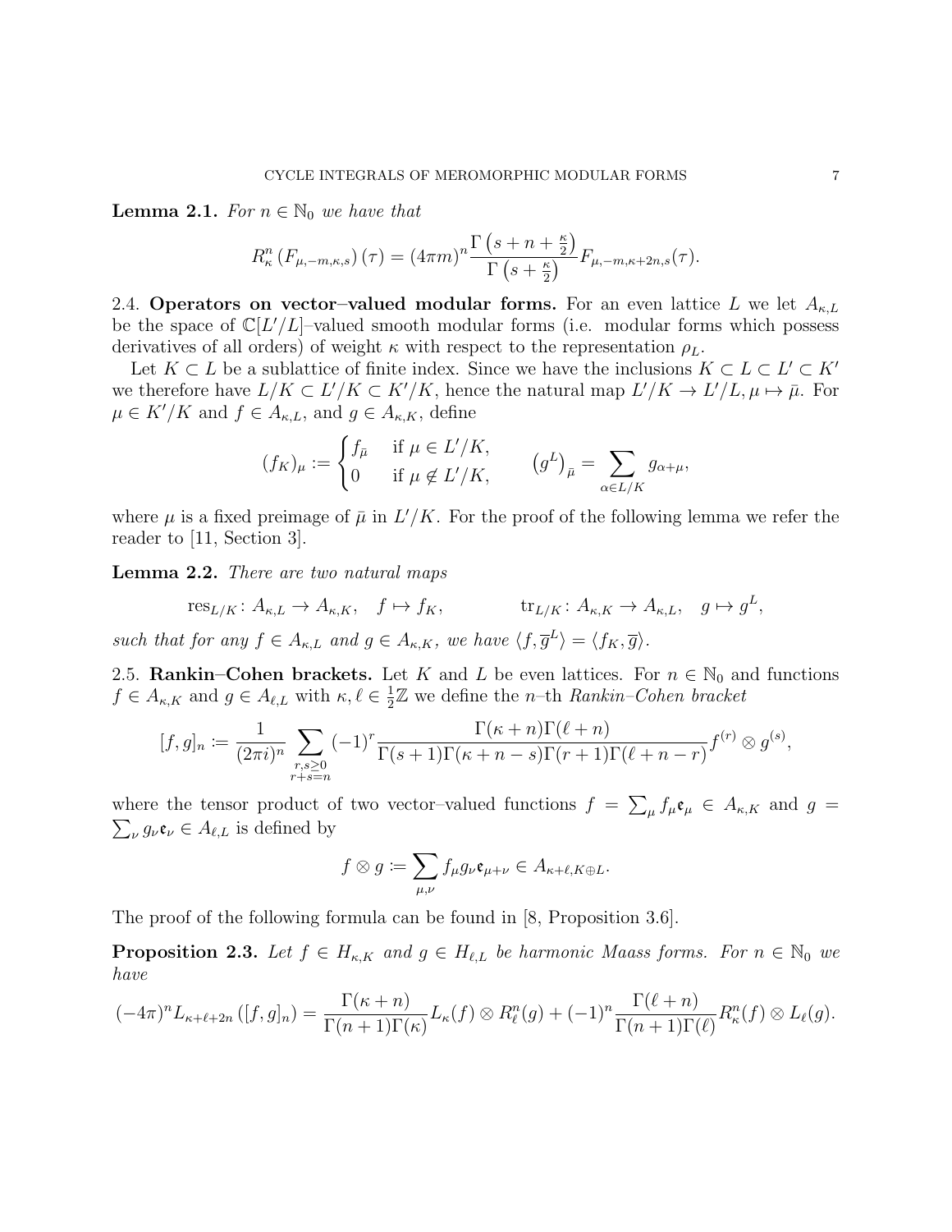**Lemma 2.1.** *For $n \in \mathbb{N}_0$ we have that*

$$R^n_\kappa \left(F_{\mu,-m,\kappa,s}\right)(\tau) = (4\pi m)^n \frac{\Gamma\left(s+n+\frac{\kappa}{2}\right)}{\Gamma\left(s+\frac{\kappa}{2}\right)} F_{\mu,-m,\kappa+2n,s}(\tau).$$

**2.4. Operators on vector–valued modular forms.** For an even lattice $L$ we let $A_{\kappa,L}$ be the space of $\mathbb{C}[L'/L]$–valued smooth modular forms (i.e. modular forms which possess derivatives of all orders) of weight $\kappa$ with respect to the representation $\rho_L$.

Let $K \subset L$ be a sublattice of finite index. Since we have the inclusions $K \subset L \subset L' \subset K'$ we therefore have $L/K \subset L'/K \subset K'/K$, hence the natural map $L'/K \to L'/L, \mu \mapsto \bar{\mu}$. For $\mu \in K'/K$ and $f \in A_{\kappa,L}$, and $g \in A_{\kappa,K}$, define

$$(f_K)_\mu := \begin{cases} f_{\bar{\mu}} & \text{if } \mu \in L'/K, \\ 0 & \text{if } \mu \notin L'/K, \end{cases} \qquad \left(g^L\right)_{\bar{\mu}} = \sum_{\alpha \in L/K} g_{\alpha+\mu},$$

where $\mu$ is a fixed preimage of $\bar{\mu}$ in $L'/K$. For the proof of the following lemma we refer the reader to [11, Section 3].

**Lemma 2.2.** *There are two natural maps*

$$\operatorname{res}_{L/K} \colon A_{\kappa,L} \to A_{\kappa,K}, \quad f \mapsto f_K, \qquad\qquad \operatorname{tr}_{L/K} \colon A_{\kappa,K} \to A_{\kappa,L}, \quad g \mapsto g^L,$$

*such that for any $f \in A_{\kappa,L}$ and $g \in A_{\kappa,K}$, we have $\langle f, \overline{g}^L \rangle = \langle f_K, \overline{g} \rangle$.*

**2.5. Rankin–Cohen brackets.** Let $K$ and $L$ be even lattices. For $n \in \mathbb{N}_0$ and functions $f \in A_{\kappa,K}$ and $g \in A_{\ell,L}$ with $\kappa, \ell \in \frac{1}{2}\mathbb{Z}$ we define the $n$–th *Rankin–Cohen bracket*

$$[f,g]_n := \frac{1}{(2\pi i)^n} \sum_{\substack{r,s \geq 0 \\ r+s=n}} (-1)^r \frac{\Gamma(\kappa+n)\Gamma(\ell+n)}{\Gamma(s+1)\Gamma(\kappa+n-s)\Gamma(r+1)\Gamma(\ell+n-r)} f^{(r)} \otimes g^{(s)},$$

where the tensor product of two vector–valued functions $f = \sum_\mu f_\mu \mathfrak{e}_\mu \in A_{\kappa,K}$ and $g = \sum_\nu g_\nu \mathfrak{e}_\nu \in A_{\ell,L}$ is defined by

$$f \otimes g := \sum_{\mu,\nu} f_\mu g_\nu \mathfrak{e}_{\mu+\nu} \in A_{\kappa+\ell, K \oplus L}.$$

The proof of the following formula can be found in [8, Proposition 3.6].

**Proposition 2.3.** *Let $f \in H_{\kappa,K}$ and $g \in H_{\ell,L}$ be harmonic Maass forms. For $n \in \mathbb{N}_0$ we have*

$$(-4\pi)^n L_{\kappa+\ell+2n}\left([f,g]_n\right) = \frac{\Gamma(\kappa+n)}{\Gamma(n+1)\Gamma(\kappa)} L_\kappa(f) \otimes R^n_\ell(g) + (-1)^n \frac{\Gamma(\ell+n)}{\Gamma(n+1)\Gamma(\ell)} R^n_\kappa(f) \otimes L_\ell(g).$$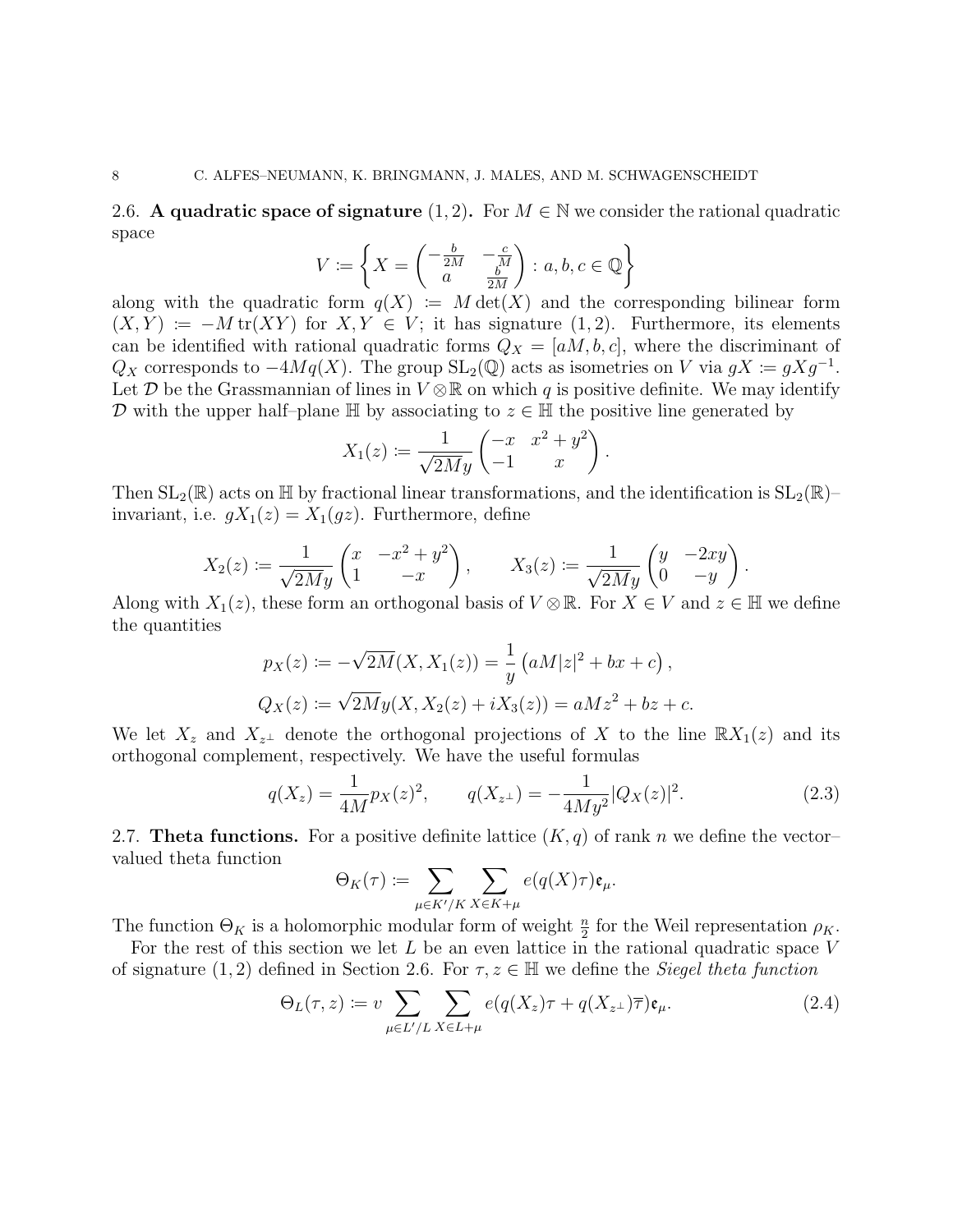## 2.6. A quadratic space of signature $(1, 2)$.

For $M \in \mathbb{N}$ we consider the rational quadratic space

$$V := \left\{ X = \begin{pmatrix} -\frac{b}{2M} & -\frac{c}{M} \\ a & \frac{b}{2M} \end{pmatrix} : a, b, c \in \mathbb{Q} \right\}$$

along with the quadratic form $q(X) := M \det(X)$ and the corresponding bilinear form $(X, Y) := -M \operatorname{tr}(XY)$ for $X, Y \in V$; it has signature $(1, 2)$. Furthermore, its elements can be identified with rational quadratic forms $Q_X = [aM, b, c]$, where the discriminant of $Q_X$ corresponds to $-4Mq(X)$. The group $\mathrm{SL}_2(\mathbb{Q})$ acts as isometries on $V$ via $gX := gXg^{-1}$. Let $\mathcal{D}$ be the Grassmannian of lines in $V \otimes \mathbb{R}$ on which $q$ is positive definite. We may identify $\mathcal{D}$ with the upper half–plane $\mathbb{H}$ by associating to $z \in \mathbb{H}$ the positive line generated by

$$X_1(z) := \frac{1}{\sqrt{2My}} \begin{pmatrix} -x & x^2 + y^2 \\ -1 & x \end{pmatrix}.$$

Then $\mathrm{SL}_2(\mathbb{R})$ acts on $\mathbb{H}$ by fractional linear transformations, and the identification is $\mathrm{SL}_2(\mathbb{R})$–invariant, i.e. $gX_1(z) = X_1(gz)$. Furthermore, define

$$X_2(z) := \frac{1}{\sqrt{2My}} \begin{pmatrix} x & -x^2 + y^2 \\ 1 & -x \end{pmatrix}, \qquad X_3(z) := \frac{1}{\sqrt{2My}} \begin{pmatrix} y & -2xy \\ 0 & -y \end{pmatrix}.$$

Along with $X_1(z)$, these form an orthogonal basis of $V \otimes \mathbb{R}$. For $X \in V$ and $z \in \mathbb{H}$ we define the quantities

$$p_X(z) := -\sqrt{2M}(X, X_1(z)) = \frac{1}{y}\left(aM|z|^2 + bx + c\right),$$

$$Q_X(z) := \sqrt{2M}y(X, X_2(z) + iX_3(z)) = aMz^2 + bz + c.$$

We let $X_z$ and $X_{z^\perp}$ denote the orthogonal projections of $X$ to the line $\mathbb{R}X_1(z)$ and its orthogonal complement, respectively. We have the useful formulas

$$q(X_z) = \frac{1}{4M} p_X(z)^2, \qquad q(X_{z^\perp}) = -\frac{1}{4My^2}|Q_X(z)|^2. \tag{2.3}$$

## 2.7. Theta functions.

For a positive definite lattice $(K, q)$ of rank $n$ we define the vector–valued theta function

$$\Theta_K(\tau) := \sum_{\mu \in K'/K} \sum_{X \in K + \mu} e(q(X)\tau)\mathfrak{e}_\mu.$$

The function $\Theta_K$ is a holomorphic modular form of weight $\frac{n}{2}$ for the Weil representation $\rho_K$.

For the rest of this section we let $L$ be an even lattice in the rational quadratic space $V$ of signature $(1, 2)$ defined in Section 2.6. For $\tau, z \in \mathbb{H}$ we define the *Siegel theta function*

$$\Theta_L(\tau, z) := v \sum_{\mu \in L'/L} \sum_{X \in L + \mu} e(q(X_z)\tau + q(X_{z^\perp})\overline{\tau})\mathfrak{e}_\mu. \tag{2.4}$$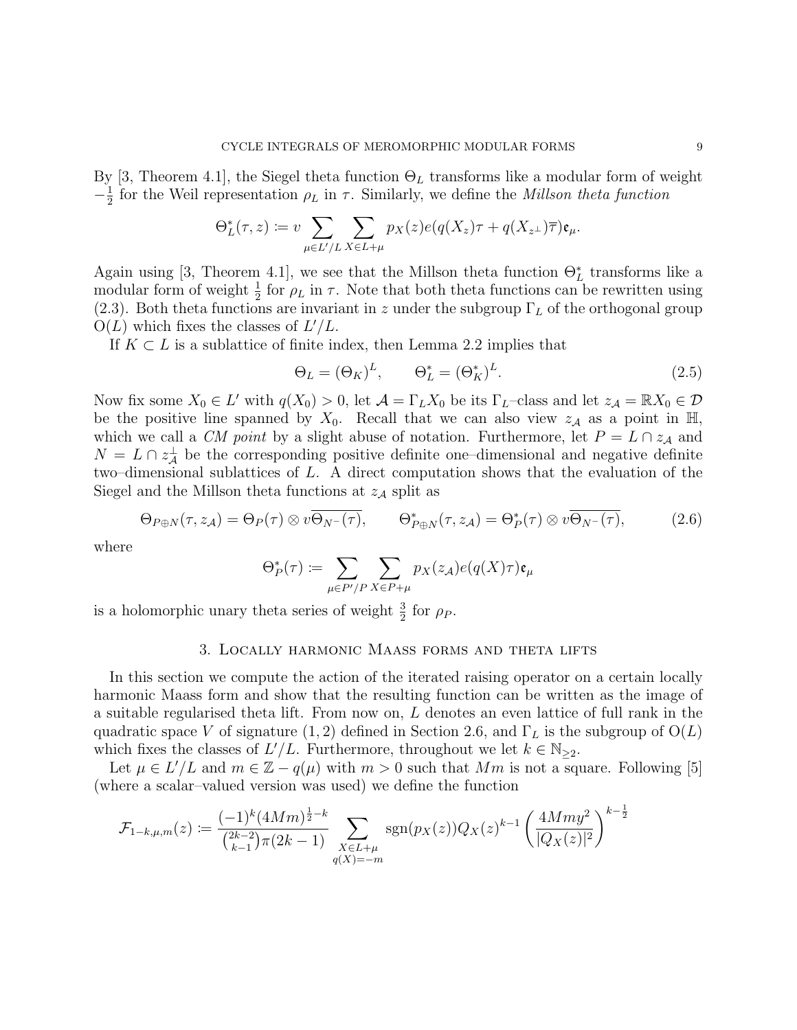By [3, Theorem 4.1], the Siegel theta function $\Theta_L$ transforms like a modular form of weight $-\frac{1}{2}$ for the Weil representation $\rho_L$ in $\tau$. Similarly, we define the *Millson theta function*

$$\Theta_L^*(\tau, z) \coloneqq v \sum_{\mu \in L'/L} \sum_{X \in L+\mu} p_X(z) e(q(X_z)\tau + q(X_{z^\perp})\overline{\tau}) \mathfrak{e}_\mu.$$

Again using [3, Theorem 4.1], we see that the Millson theta function $\Theta_L^*$ transforms like a modular form of weight $\frac{1}{2}$ for $\rho_L$ in $\tau$. Note that both theta functions can be rewritten using (2.3). Both theta functions are invariant in $z$ under the subgroup $\Gamma_L$ of the orthogonal group $\mathrm{O}(L)$ which fixes the classes of $L'/L$.

If $K \subset L$ is a sublattice of finite index, then Lemma 2.2 implies that

$$\Theta_L = (\Theta_K)^L, \qquad \Theta_L^* = (\Theta_K^*)^L. \tag{2.5}$$

Now fix some $X_0 \in L'$ with $q(X_0) > 0$, let $\mathcal{A} = \Gamma_L X_0$ be its $\Gamma_L$–class and let $z_\mathcal{A} = \mathbb{R}X_0 \in \mathcal{D}$ be the positive line spanned by $X_0$. Recall that we can also view $z_\mathcal{A}$ as a point in $\mathbb{H}$, which we call a *CM point* by a slight abuse of notation. Furthermore, let $P = L \cap z_\mathcal{A}$ and $N = L \cap z_\mathcal{A}^\perp$ be the corresponding positive definite one–dimensional and negative definite two–dimensional sublattices of $L$. A direct computation shows that the evaluation of the Siegel and the Millson theta functions at $z_\mathcal{A}$ split as

$$\Theta_{P\oplus N}(\tau, z_\mathcal{A}) = \Theta_P(\tau) \otimes v\overline{\Theta_{N^-}(\tau)}, \qquad \Theta_{P\oplus N}^*(\tau, z_\mathcal{A}) = \Theta_P^*(\tau) \otimes v\overline{\Theta_{N^-}(\tau)}, \tag{2.6}$$

where

$$\Theta_P^*(\tau) \coloneqq \sum_{\mu \in P'/P} \sum_{X \in P+\mu} p_X(z_\mathcal{A}) e(q(X)\tau) \mathfrak{e}_\mu$$

is a holomorphic unary theta series of weight $\frac{3}{2}$ for $\rho_P$.

## 3. Locally harmonic Maass forms and theta lifts

In this section we compute the action of the iterated raising operator on a certain locally harmonic Maass form and show that the resulting function can be written as the image of a suitable regularised theta lift. From now on, $L$ denotes an even lattice of full rank in the quadratic space $V$ of signature $(1, 2)$ defined in Section 2.6, and $\Gamma_L$ is the subgroup of $\mathrm{O}(L)$ which fixes the classes of $L'/L$. Furthermore, throughout we let $k \in \mathbb{N}_{\geq 2}$.

Let $\mu \in L'/L$ and $m \in \mathbb{Z} - q(\mu)$ with $m > 0$ such that $Mm$ is not a square. Following [5] (where a scalar–valued version was used) we define the function

$$\mathcal{F}_{1-k,\mu,m}(z) \coloneqq \frac{(-1)^k (4Mm)^{\frac{1}{2}-k}}{\binom{2k-2}{k-1}\pi(2k-1)} \sum_{\substack{X \in L+\mu \\ q(X)=-m}} \mathrm{sgn}(p_X(z)) Q_X(z)^{k-1} \left(\frac{4Mmy^2}{|Q_X(z)|^2}\right)^{k-\frac{1}{2}}$$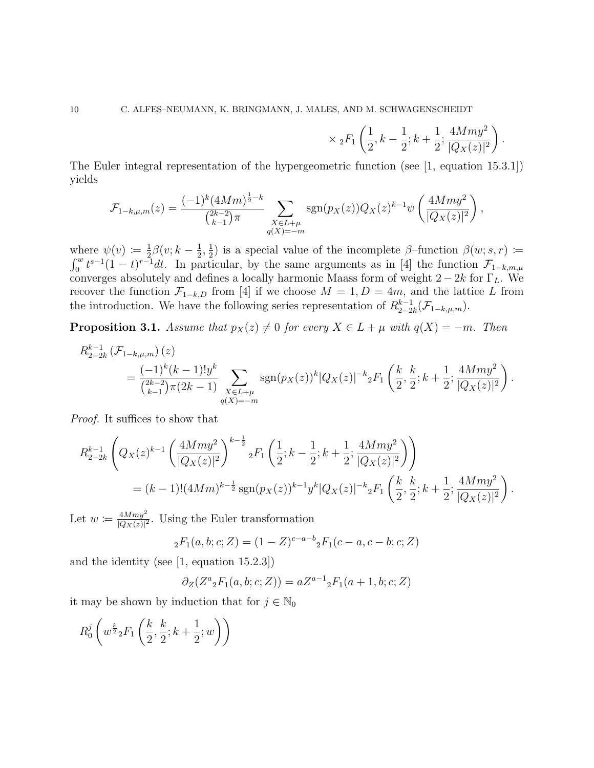$$\times\, {}_2F_1\left(\frac{1}{2}, k-\frac{1}{2}; k+\frac{1}{2}; \frac{4Mmy^2}{|Q_X(z)|^2}\right).$$

The Euler integral representation of the hypergeometric function (see [1, equation 15.3.1]) yields

$$\mathcal{F}_{1-k,\mu,m}(z) = \frac{(-1)^k (4Mm)^{\frac{1}{2}-k}}{\binom{2k-2}{k-1}\pi} \sum_{\substack{X\in L+\mu \\ q(X)=-m}} \operatorname{sgn}(p_X(z)) Q_X(z)^{k-1} \psi\left(\frac{4Mmy^2}{|Q_X(z)|^2}\right),$$

where $\psi(v) := \frac{1}{2}\beta(v; k-\frac{1}{2}, \frac{1}{2})$ is a special value of the incomplete $\beta$–function $\beta(w; s, r) := \int_0^w t^{s-1}(1-t)^{r-1}dt$. In particular, by the same arguments as in [4] the function $\mathcal{F}_{1-k,m,\mu}$ converges absolutely and defines a locally harmonic Maass form of weight $2-2k$ for $\Gamma_L$. We recover the function $\mathcal{F}_{1-k,D}$ from [4] if we choose $M=1, D=4m$, and the lattice $L$ from the introduction. We have the following series representation of $R_{2-2k}^{k-1}(\mathcal{F}_{1-k,\mu,m})$.

**Proposition 3.1.** *Assume that $p_X(z) \neq 0$ for every $X \in L+\mu$ with $q(X) = -m$. Then*

$$R_{2-2k}^{k-1}\left(\mathcal{F}_{1-k,\mu,m}\right)(z)$$
$$= \frac{(-1)^k (k-1)! y^k}{\binom{2k-2}{k-1}\pi(2k-1)} \sum_{\substack{X\in L+\mu \\ q(X)=-m}} \operatorname{sgn}(p_X(z))^k |Q_X(z)|^{-k} {}_2F_1\left(\frac{k}{2}, \frac{k}{2}; k+\frac{1}{2}; \frac{4Mmy^2}{|Q_X(z)|^2}\right).$$

*Proof.* It suffices to show that

$$R_{2-2k}^{k-1}\left(Q_X(z)^{k-1}\left(\frac{4Mmy^2}{|Q_X(z)|^2}\right)^{k-\frac{1}{2}} {}_2F_1\left(\frac{1}{2}; k-\frac{1}{2}; k+\frac{1}{2}; \frac{4Mmy^2}{|Q_X(z)|^2}\right)\right)$$
$$= (k-1)!(4Mm)^{k-\frac{1}{2}} \operatorname{sgn}(p_X(z))^{k-1} y^k |Q_X(z)|^{-k} {}_2F_1\left(\frac{k}{2}, \frac{k}{2}; k+\frac{1}{2}; \frac{4Mmy^2}{|Q_X(z)|^2}\right).$$

Let $w := \frac{4Mmy^2}{|Q_X(z)|^2}$. Using the Euler transformation

$${}_2F_1(a, b; c; Z) = (1-Z)^{c-a-b} {}_2F_1(c-a, c-b; c; Z)$$

and the identity (see [1, equation 15.2.3])

$$\partial_Z(Z^a {}_2F_1(a, b; c; Z)) = aZ^{a-1} {}_2F_1(a+1, b; c; Z)$$

it may be shown by induction that for $j \in \mathbb{N}_0$

$$R_0^j\left(w^{\frac{k}{2}} {}_2F_1\left(\frac{k}{2}, \frac{k}{2}; k+\frac{1}{2}; w\right)\right)$$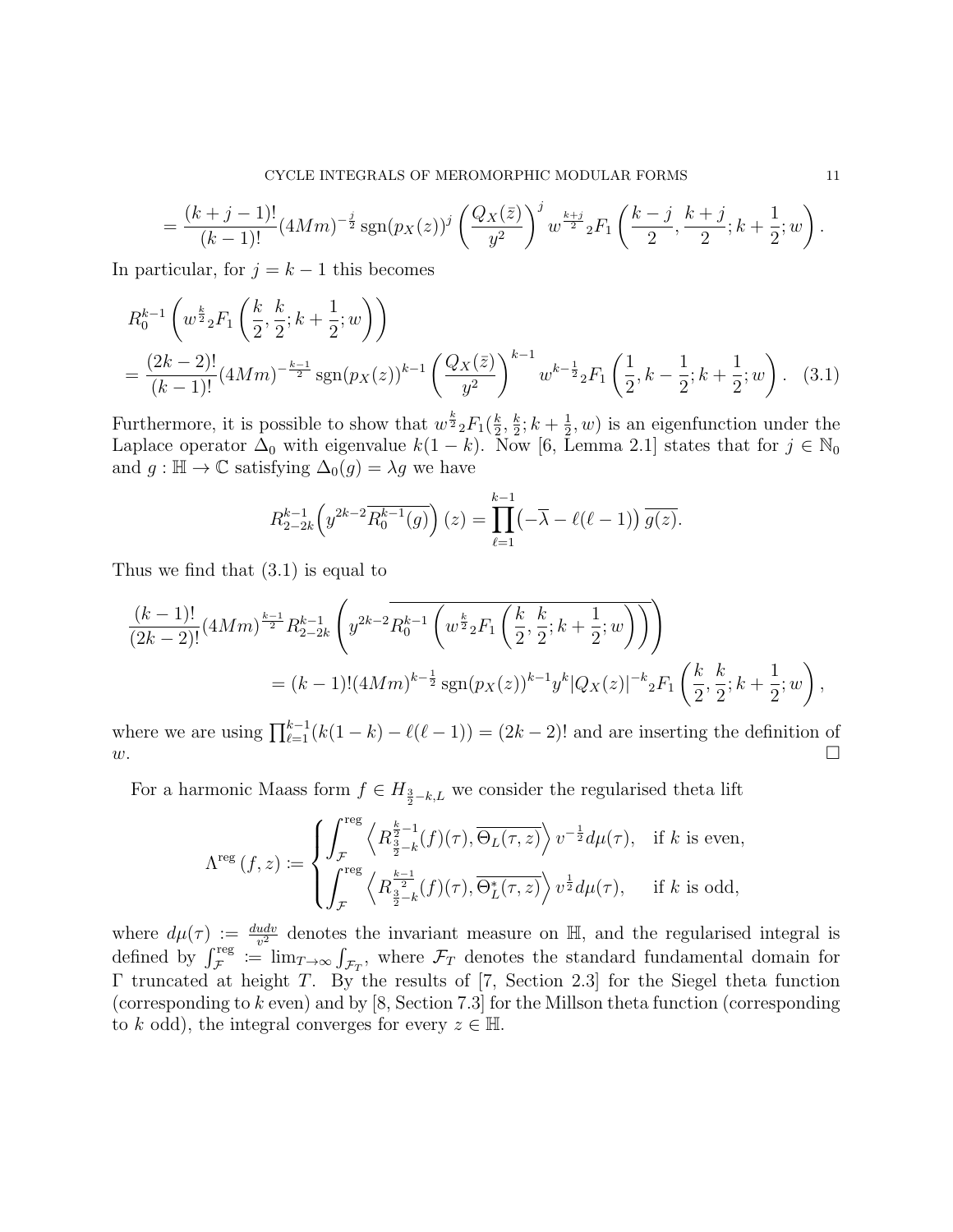$$= \frac{(k+j-1)!}{(k-1)!}(4Mm)^{-\frac{j}{2}} \operatorname{sgn}(p_X(z))^j \left(\frac{Q_X(\bar{z})}{y^2}\right)^j w^{\frac{k+j}{2}} {}_2F_1\left(\frac{k-j}{2}, \frac{k+j}{2}; k+\frac{1}{2}; w\right).$$

In particular, for $j = k-1$ this becomes

$$R_0^{k-1}\left(w^{\frac{k}{2}} {}_2F_1\left(\frac{k}{2}, \frac{k}{2}; k+\frac{1}{2}; w\right)\right)$$
$$= \frac{(2k-2)!}{(k-1)!}(4Mm)^{-\frac{k-1}{2}} \operatorname{sgn}(p_X(z))^{k-1} \left(\frac{Q_X(\bar{z})}{y^2}\right)^{k-1} w^{k-\frac{1}{2}} {}_2F_1\left(\frac{1}{2}, k-\frac{1}{2}; k+\frac{1}{2}; w\right). \quad (3.1)$$

Furthermore, it is possible to show that $w^{\frac{k}{2}} {}_2F_1(\frac{k}{2}, \frac{k}{2}; k+\frac{1}{2}, w)$ is an eigenfunction under the Laplace operator $\Delta_0$ with eigenvalue $k(1-k)$. Now [6, Lemma 2.1] states that for $j \in \mathbb{N}_0$ and $g : \mathbb{H} \to \mathbb{C}$ satisfying $\Delta_0(g) = \lambda g$ we have

$$R_{2-2k}^{k-1}\Big(y^{2k-2}\overline{R_0^{k-1}(g)}\Big)(z) = \prod_{\ell=1}^{k-1}\big(-\overline{\lambda} - \ell(\ell-1)\big)\,\overline{g(z)}.$$

Thus we find that (3.1) is equal to

$$\frac{(k-1)!}{(2k-2)!}(4Mm)^{\frac{k-1}{2}} R_{2-2k}^{k-1}\left(y^{2k-2}\overline{R_0^{k-1}\left(w^{\frac{k}{2}} {}_2F_1\left(\frac{k}{2}, \frac{k}{2}; k+\frac{1}{2}; w\right)\right)}\right)$$
$$= (k-1)!(4Mm)^{k-\frac{1}{2}} \operatorname{sgn}(p_X(z))^{k-1} y^k |Q_X(z)|^{-k} {}_2F_1\left(\frac{k}{2}, \frac{k}{2}; k+\frac{1}{2}; w\right),$$

where we are using $\prod_{\ell=1}^{k-1}(k(1-k) - \ell(\ell-1)) = (2k-2)!$ and are inserting the definition of $w$. $\square$

For a harmonic Maass form $f \in H_{\frac{3}{2}-k,L}$ we consider the regularised theta lift

$$\Lambda^{\mathrm{reg}}(f,z) := \begin{cases} \displaystyle\int_{\mathcal{F}}^{\mathrm{reg}} \left\langle R_{\frac{3}{2}-k}^{\frac{k}{2}-1}(f)(\tau), \overline{\Theta_L(\tau,z)}\right\rangle v^{-\frac{1}{2}} d\mu(\tau), & \text{if } k \text{ is even}, \\ \displaystyle\int_{\mathcal{F}}^{\mathrm{reg}} \left\langle R_{\frac{3}{2}-k}^{\frac{k-1}{2}}(f)(\tau), \overline{\Theta_L^*(\tau,z)}\right\rangle v^{\frac{1}{2}} d\mu(\tau), & \text{if } k \text{ is odd}, \end{cases}$$

where $d\mu(\tau) := \frac{du dv}{v^2}$ denotes the invariant measure on $\mathbb{H}$, and the regularised integral is defined by $\int_{\mathcal{F}}^{\mathrm{reg}} := \lim_{T\to\infty} \int_{\mathcal{F}_T}$, where $\mathcal{F}_T$ denotes the standard fundamental domain for $\Gamma$ truncated at height $T$. By the results of [7, Section 2.3] for the Siegel theta function (corresponding to $k$ even) and by [8, Section 7.3] for the Millson theta function (corresponding to $k$ odd), the integral converges for every $z \in \mathbb{H}$.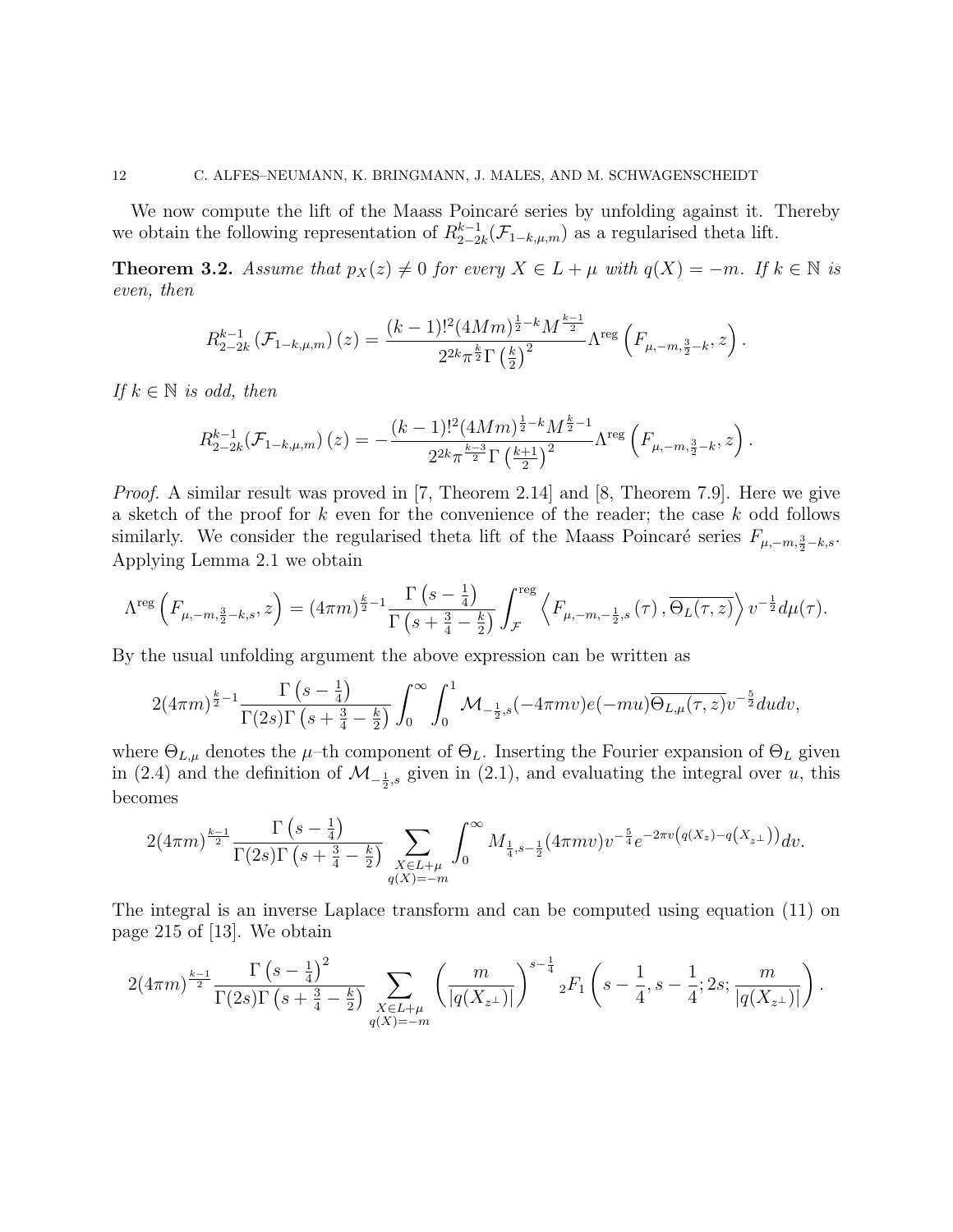We now compute the lift of the Maass Poincaré series by unfolding against it. Thereby we obtain the following representation of $R_{2-2k}^{k-1}(\mathcal{F}_{1-k,\mu,m})$ as a regularised theta lift.

**Theorem 3.2.** *Assume that $p_X(z) \neq 0$ for every $X \in L + \mu$ with $q(X) = -m$. If $k \in \mathbb{N}$ is even, then*

$$R_{2-2k}^{k-1}\left(\mathcal{F}_{1-k,\mu,m}\right)(z) = \frac{(k-1)!^2 (4Mm)^{\frac{1}{2}-k} M^{\frac{k-1}{2}}}{2^{2k}\pi^{\frac{k}{2}}\Gamma\left(\frac{k}{2}\right)^2} \Lambda^{\mathrm{reg}}\left(F_{\mu,-m,\frac{3}{2}-k}, z\right).$$

*If $k \in \mathbb{N}$ is odd, then*

$$R_{2-2k}^{k-1}(\mathcal{F}_{1-k,\mu,m})(z) = -\frac{(k-1)!^2 (4Mm)^{\frac{1}{2}-k} M^{\frac{k}{2}-1}}{2^{2k}\pi^{\frac{k-3}{2}}\Gamma\left(\frac{k+1}{2}\right)^2} \Lambda^{\mathrm{reg}}\left(F_{\mu,-m,\frac{3}{2}-k}, z\right).$$

*Proof.* A similar result was proved in [7, Theorem 2.14] and [8, Theorem 7.9]. Here we give a sketch of the proof for $k$ even for the convenience of the reader; the case $k$ odd follows similarly. We consider the regularised theta lift of the Maass Poincaré series $F_{\mu,-m,\frac{3}{2}-k,s}$. Applying Lemma 2.1 we obtain

$$\Lambda^{\mathrm{reg}}\left(F_{\mu,-m,\frac{3}{2}-k,s}, z\right) = (4\pi m)^{\frac{k}{2}-1}\frac{\Gamma\left(s-\frac{1}{4}\right)}{\Gamma\left(s+\frac{3}{4}-\frac{k}{2}\right)}\int_{\mathcal{F}}^{\mathrm{reg}}\left\langle F_{\mu,-m,-\frac{1}{2},s}(\tau), \overline{\Theta_L(\tau,z)}\right\rangle v^{-\frac{1}{2}} d\mu(\tau).$$

By the usual unfolding argument the above expression can be written as

$$2(4\pi m)^{\frac{k}{2}-1}\frac{\Gamma\left(s-\frac{1}{4}\right)}{\Gamma(2s)\Gamma\left(s+\frac{3}{4}-\frac{k}{2}\right)}\int_0^\infty\int_0^1 \mathcal{M}_{-\frac{1}{2},s}(-4\pi m v)e(-mu)\overline{\Theta_{L,\mu}(\tau,z)}v^{-\frac{5}{2}} du dv,$$

where $\Theta_{L,\mu}$ denotes the $\mu$–th component of $\Theta_L$. Inserting the Fourier expansion of $\Theta_L$ given in (2.4) and the definition of $\mathcal{M}_{-\frac{1}{2},s}$ given in (2.1), and evaluating the integral over $u$, this becomes

$$2(4\pi m)^{\frac{k-1}{2}}\frac{\Gamma\left(s-\frac{1}{4}\right)}{\Gamma(2s)\Gamma\left(s+\frac{3}{4}-\frac{k}{2}\right)}\sum_{\substack{X\in L+\mu\\ q(X)=-m}}\int_0^\infty M_{\frac{1}{4},s-\frac{1}{2}}(4\pi m v)v^{-\frac{5}{4}}e^{-2\pi v\left(q(X_z)-q\left(X_{z^\perp}\right)\right)}dv.$$

The integral is an inverse Laplace transform and can be computed using equation (11) on page 215 of [13]. We obtain

$$2(4\pi m)^{\frac{k-1}{2}}\frac{\Gamma\left(s-\frac{1}{4}\right)^2}{\Gamma(2s)\Gamma\left(s+\frac{3}{4}-\frac{k}{2}\right)}\sum_{\substack{X\in L+\mu\\ q(X)=-m}}\left(\frac{m}{|q(X_{z^\perp})|}\right)^{s-\frac{1}{4}}{}_2F_1\left(s-\frac{1}{4}, s-\frac{1}{4}; 2s; \frac{m}{|q(X_{z^\perp})|}\right).$$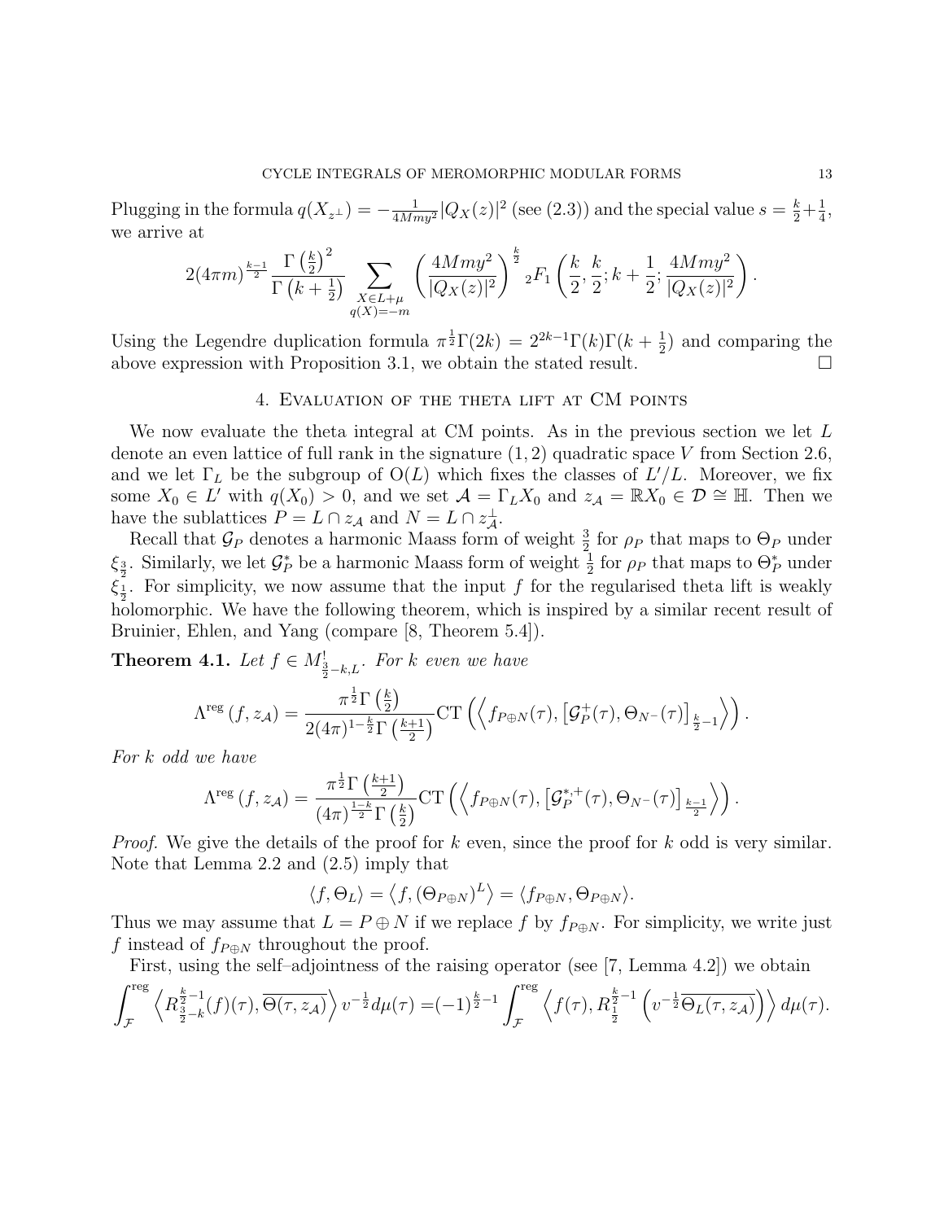Plugging in the formula $q(X_{z^\perp}) = -\frac{1}{4Mmy^2}|Q_X(z)|^2$ (see (2.3)) and the special value $s = \frac{k}{2}+\frac{1}{4}$, we arrive at

$$2(4\pi m)^{\frac{k-1}{2}} \frac{\Gamma\left(\frac{k}{2}\right)^2}{\Gamma\left(k+\frac{1}{2}\right)} \sum_{\substack{X \in L+\mu \\ q(X)=-m}} \left(\frac{4Mmy^2}{|Q_X(z)|^2}\right)^{\frac{k}{2}} {}_2F_1\left(\frac{k}{2}, \frac{k}{2}; k+\frac{1}{2}; \frac{4Mmy^2}{|Q_X(z)|^2}\right).$$

Using the Legendre duplication formula $\pi^{\frac{1}{2}}\Gamma(2k) = 2^{2k-1}\Gamma(k)\Gamma(k+\frac{1}{2})$ and comparing the above expression with Proposition 3.1, we obtain the stated result. $\square$

## 4. Evaluation of the theta lift at CM points

We now evaluate the theta integral at CM points. As in the previous section we let $L$ denote an even lattice of full rank in the signature $(1,2)$ quadratic space $V$ from Section 2.6, and we let $\Gamma_L$ be the subgroup of $\mathrm{O}(L)$ which fixes the classes of $L'/L$. Moreover, we fix some $X_0 \in L'$ with $q(X_0) > 0$, and we set $\mathcal{A} = \Gamma_L X_0$ and $z_{\mathcal{A}} = \mathbb{R}X_0 \in \mathcal{D} \cong \mathbb{H}$. Then we have the sublattices $P = L \cap z_{\mathcal{A}}$ and $N = L \cap z_{\mathcal{A}}^\perp$.

Recall that $\mathcal{G}_P$ denotes a harmonic Maass form of weight $\frac{3}{2}$ for $\rho_P$ that maps to $\Theta_P$ under $\xi_{\frac{3}{2}}$. Similarly, we let $\mathcal{G}_P^*$ be a harmonic Maass form of weight $\frac{1}{2}$ for $\rho_P$ that maps to $\Theta_P^*$ under $\xi_{\frac{1}{2}}$. For simplicity, we now assume that the input $f$ for the regularised theta lift is weakly holomorphic. We have the following theorem, which is inspired by a similar recent result of Bruinier, Ehlen, and Yang (compare [8, Theorem 5.4]).

**Theorem 4.1.** *Let $f \in M^!_{\frac{3}{2}-k,L}$. For $k$ even we have*

$$\Lambda^{\mathrm{reg}}(f, z_{\mathcal{A}}) = \frac{\pi^{\frac{1}{2}}\Gamma\left(\frac{k}{2}\right)}{2(4\pi)^{1-\frac{k}{2}}\Gamma\left(\frac{k+1}{2}\right)} \mathrm{CT}\left(\left\langle f_{P\oplus N}(\tau), \left[\mathcal{G}_P^+(\tau), \Theta_{N^-}(\tau)\right]_{\frac{k}{2}-1}\right\rangle\right).$$

*For $k$ odd we have*

$$\Lambda^{\mathrm{reg}}(f, z_{\mathcal{A}}) = \frac{\pi^{\frac{1}{2}}\Gamma\left(\frac{k+1}{2}\right)}{(4\pi)^{\frac{1-k}{2}}\Gamma\left(\frac{k}{2}\right)} \mathrm{CT}\left(\left\langle f_{P\oplus N}(\tau), \left[\mathcal{G}_P^{*,+}(\tau), \Theta_{N^-}(\tau)\right]_{\frac{k-1}{2}}\right\rangle\right).$$

*Proof.* We give the details of the proof for $k$ even, since the proof for $k$ odd is very similar. Note that Lemma 2.2 and (2.5) imply that

$$\langle f, \Theta_L\rangle = \left\langle f, (\Theta_{P\oplus N})^L\right\rangle = \langle f_{P\oplus N}, \Theta_{P\oplus N}\rangle.$$

Thus we may assume that $L = P \oplus N$ if we replace $f$ by $f_{P\oplus N}$. For simplicity, we write just $f$ instead of $f_{P\oplus N}$ throughout the proof.

First, using the self–adjointness of the raising operator (see [7, Lemma 4.2]) we obtain

$$\int_{\mathcal{F}}^{\mathrm{reg}} \left\langle R_{\frac{3}{2}-k}^{\frac{k}{2}-1}(f)(\tau), \overline{\Theta(\tau, z_{\mathcal{A}})}\right\rangle v^{-\frac{1}{2}} d\mu(\tau) = (-1)^{\frac{k}{2}-1} \int_{\mathcal{F}}^{\mathrm{reg}} \left\langle f(\tau), R_{\frac{1}{2}}^{\frac{k}{2}-1}\left(v^{-\frac{1}{2}}\overline{\Theta_L(\tau, z_{\mathcal{A}})}\right)\right\rangle d\mu(\tau).$$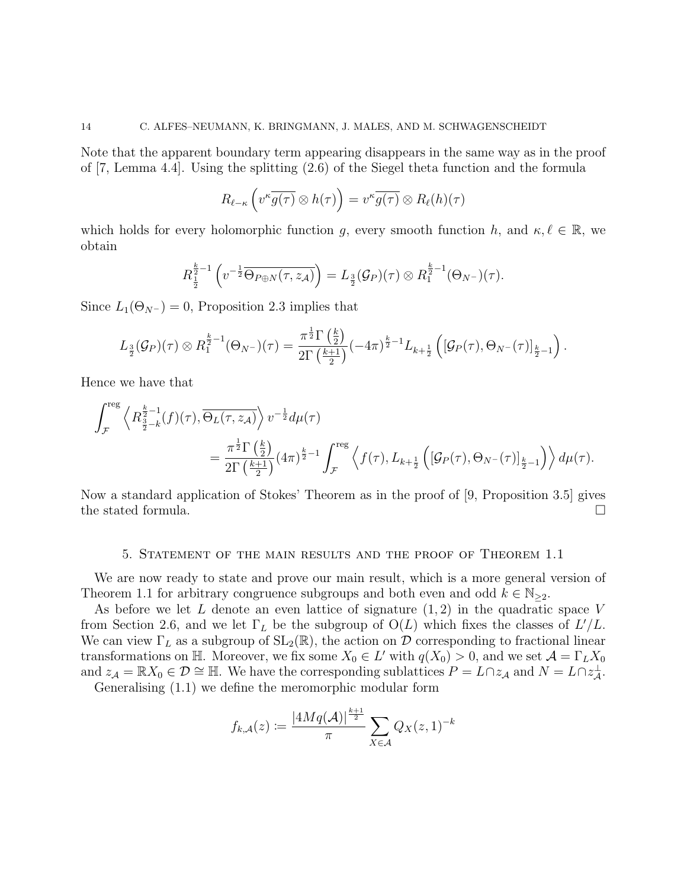Note that the apparent boundary term appearing disappears in the same way as in the proof of [7, Lemma 4.4]. Using the splitting (2.6) of the Siegel theta function and the formula

$$R_{\ell-\kappa}\left(v^{\kappa}\overline{g(\tau)}\otimes h(\tau)\right) = v^{\kappa}\overline{g(\tau)}\otimes R_{\ell}(h)(\tau)$$

which holds for every holomorphic function $g$, every smooth function $h$, and $\kappa, \ell \in \mathbb{R}$, we obtain

$$R_{\frac{1}{2}}^{\frac{k}{2}-1}\left(v^{-\frac{1}{2}}\overline{\Theta_{P\oplus N}(\tau, z_{\mathcal{A}})}\right) = L_{\frac{3}{2}}(\mathcal{G}_P)(\tau)\otimes R_1^{\frac{k}{2}-1}(\Theta_{N^-})(\tau).$$

Since $L_1(\Theta_{N^-}) = 0$, Proposition 2.3 implies that

$$L_{\frac{3}{2}}(\mathcal{G}_P)(\tau)\otimes R_1^{\frac{k}{2}-1}(\Theta_{N^-})(\tau) = \frac{\pi^{\frac{1}{2}}\Gamma\left(\frac{k}{2}\right)}{2\Gamma\left(\frac{k+1}{2}\right)}(-4\pi)^{\frac{k}{2}-1}L_{k+\frac{1}{2}}\left(\left[\mathcal{G}_P(\tau), \Theta_{N^-}(\tau)\right]_{\frac{k}{2}-1}\right).$$

Hence we have that

$$\int_{\mathcal{F}}^{\text{reg}}\left\langle R_{\frac{3}{2}-k}^{\frac{k}{2}-1}(f)(\tau), \overline{\Theta_L(\tau, z_{\mathcal{A}})}\right\rangle v^{-\frac{1}{2}}d\mu(\tau)$$
$$= \frac{\pi^{\frac{1}{2}}\Gamma\left(\frac{k}{2}\right)}{2\Gamma\left(\frac{k+1}{2}\right)}(4\pi)^{\frac{k}{2}-1}\int_{\mathcal{F}}^{\text{reg}}\left\langle f(\tau), L_{k+\frac{1}{2}}\left(\left[\mathcal{G}_P(\tau), \Theta_{N^-}(\tau)\right]_{\frac{k}{2}-1}\right)\right\rangle d\mu(\tau).$$

Now a standard application of Stokes' Theorem as in the proof of [9, Proposition 3.5] gives the stated formula. □

## 5. Statement of the main results and the proof of Theorem 1.1

We are now ready to state and prove our main result, which is a more general version of Theorem 1.1 for arbitrary congruence subgroups and both even and odd $k \in \mathbb{N}_{\geq 2}$.

As before we let $L$ denote an even lattice of signature $(1, 2)$ in the quadratic space $V$ from Section 2.6, and we let $\Gamma_L$ be the subgroup of $\mathrm{O}(L)$ which fixes the classes of $L'/L$. We can view $\Gamma_L$ as a subgroup of $\mathrm{SL}_2(\mathbb{R})$, the action on $\mathcal{D}$ corresponding to fractional linear transformations on $\mathbb{H}$. Moreover, we fix some $X_0 \in L'$ with $q(X_0) > 0$, and we set $\mathcal{A} = \Gamma_L X_0$ and $z_{\mathcal{A}} = \mathbb{R}X_0 \in \mathcal{D} \cong \mathbb{H}$. We have the corresponding sublattices $P = L \cap z_{\mathcal{A}}$ and $N = L \cap z_{\mathcal{A}}^{\perp}$.

Generalising (1.1) we define the meromorphic modular form

$$f_{k,\mathcal{A}}(z) := \frac{|4Mq(\mathcal{A})|^{\frac{k+1}{2}}}{\pi}\sum_{X\in\mathcal{A}}Q_X(z,1)^{-k}$$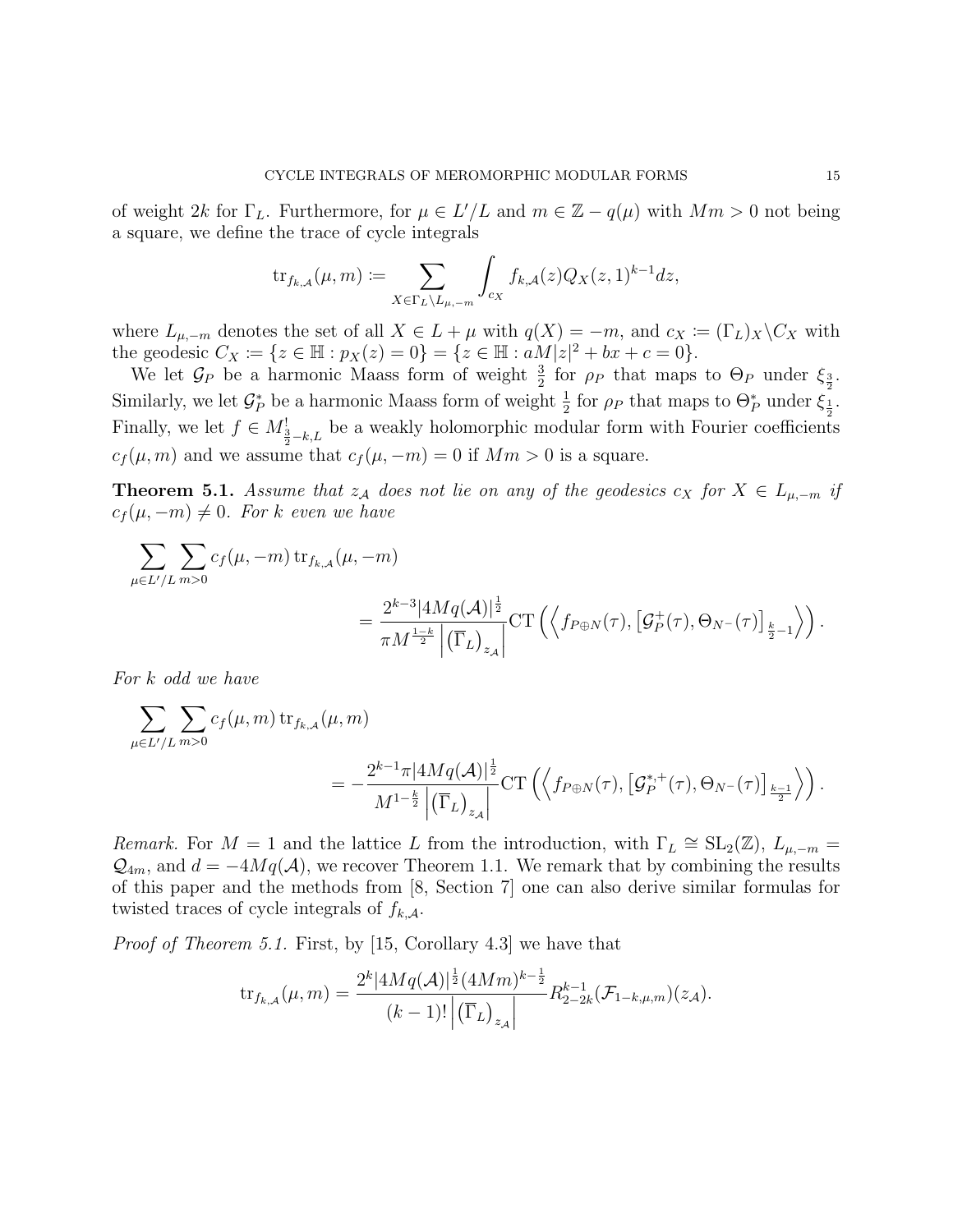of weight $2k$ for $\Gamma_L$. Furthermore, for $\mu \in L'/L$ and $m \in \mathbb{Z} - q(\mu)$ with $Mm > 0$ not being a square, we define the trace of cycle integrals

$$\operatorname{tr}_{f_{k,\mathcal{A}}}(\mu, m) \coloneqq \sum_{X \in \Gamma_L \backslash L_{\mu,-m}} \int_{c_X} f_{k,\mathcal{A}}(z) Q_X(z,1)^{k-1} dz,$$

where $L_{\mu,-m}$ denotes the set of all $X \in L + \mu$ with $q(X) = -m$, and $c_X \coloneqq (\Gamma_L)_X \backslash C_X$ with the geodesic $C_X \coloneqq \{z \in \mathbb{H} : p_X(z) = 0\} = \{z \in \mathbb{H} : aM|z|^2 + bx + c = 0\}$.

We let $\mathcal{G}_P$ be a harmonic Maass form of weight $\frac{3}{2}$ for $\rho_P$ that maps to $\Theta_P$ under $\xi_{\frac{3}{2}}$. Similarly, we let $\mathcal{G}_P^*$ be a harmonic Maass form of weight $\frac{1}{2}$ for $\rho_P$ that maps to $\Theta_P^*$ under $\xi_{\frac{1}{2}}$. Finally, we let $f \in M^!_{\frac{3}{2}-k,L}$ be a weakly holomorphic modular form with Fourier coefficients $c_f(\mu, m)$ and we assume that $c_f(\mu, -m) = 0$ if $Mm > 0$ is a square.

**Theorem 5.1.** *Assume that $z_{\mathcal{A}}$ does not lie on any of the geodesics $c_X$ for $X \in L_{\mu,-m}$ if $c_f(\mu,-m) \neq 0$. For $k$ even we have*

$$\sum_{\mu \in L'/L} \sum_{m>0} c_f(\mu,-m) \operatorname{tr}_{f_{k,\mathcal{A}}}(\mu,-m)$$
$$= \frac{2^{k-3}|4Mq(\mathcal{A})|^{\frac{1}{2}}}{\pi M^{\frac{1-k}{2}} \left|\left(\overline{\Gamma}_L\right)_{z_{\mathcal{A}}}\right|} \operatorname{CT}\left(\left\langle f_{P\oplus N}(\tau), \left[\mathcal{G}_P^+(\tau), \Theta_{N^-}(\tau)\right]_{\frac{k}{2}-1}\right\rangle\right).$$

*For $k$ odd we have*

$$\sum_{\mu \in L'/L} \sum_{m>0} c_f(\mu,m) \operatorname{tr}_{f_{k,\mathcal{A}}}(\mu,m)$$
$$= -\frac{2^{k-1}\pi|4Mq(\mathcal{A})|^{\frac{1}{2}}}{M^{1-\frac{k}{2}} \left|\left(\overline{\Gamma}_L\right)_{z_{\mathcal{A}}}\right|} \operatorname{CT}\left(\left\langle f_{P\oplus N}(\tau), \left[\mathcal{G}_P^{*,+}(\tau), \Theta_{N^-}(\tau)\right]_{\frac{k-1}{2}}\right\rangle\right).$$

*Remark.* For $M = 1$ and the lattice $L$ from the introduction, with $\Gamma_L \cong \mathrm{SL}_2(\mathbb{Z})$, $L_{\mu,-m} = \mathcal{Q}_{4m}$, and $d = -4Mq(\mathcal{A})$, we recover Theorem 1.1. We remark that by combining the results of this paper and the methods from [8, Section 7] one can also derive similar formulas for twisted traces of cycle integrals of $f_{k,\mathcal{A}}$.

*Proof of Theorem 5.1.* First, by [15, Corollary 4.3] we have that

$$\operatorname{tr}_{f_{k,\mathcal{A}}}(\mu,m) = \frac{2^k|4Mq(\mathcal{A})|^{\frac{1}{2}}(4Mm)^{k-\frac{1}{2}}}{(k-1)!\left|\left(\overline{\Gamma}_L\right)_{z_{\mathcal{A}}}\right|} R^{k-1}_{2-2k}(\mathcal{F}_{1-k,\mu,m})(z_{\mathcal{A}}).$$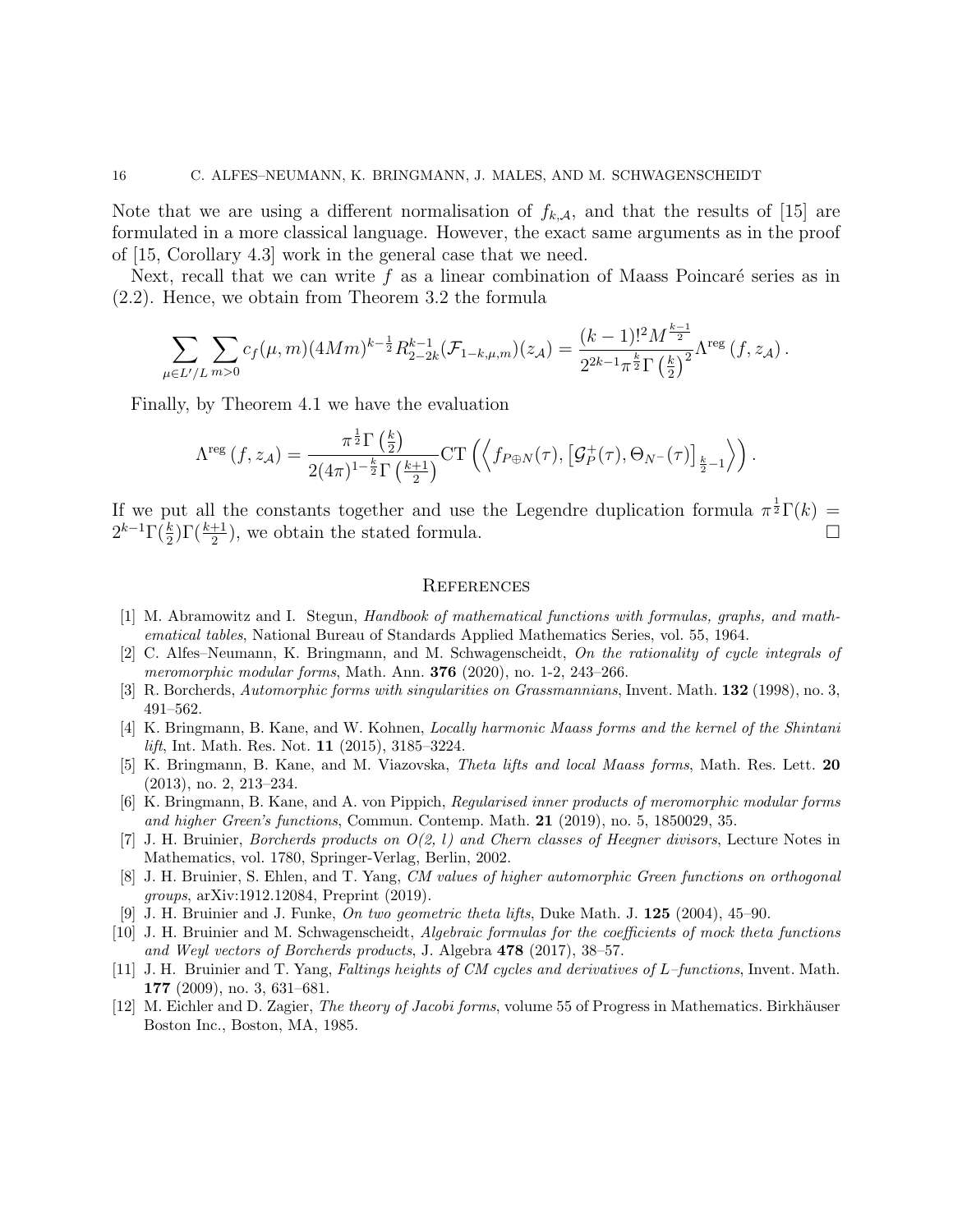Note that we are using a different normalisation of $f_{k,\mathcal{A}}$, and that the results of [15] are formulated in a more classical language. However, the exact same arguments as in the proof of [15, Corollary 4.3] work in the general case that we need.

Next, recall that we can write $f$ as a linear combination of Maass Poincaré series as in (2.2). Hence, we obtain from Theorem 3.2 the formula

$$\sum_{\mu\in L'/L}\sum_{m>0} c_f(\mu,m)(4Mm)^{k-\frac{1}{2}} R_{2-2k}^{k-1}(\mathcal{F}_{1-k,\mu,m})(z_{\mathcal{A}}) = \frac{(k-1)!^2 M^{\frac{k-1}{2}}}{2^{2k-1}\pi^{\frac{k}{2}}\Gamma\left(\frac{k}{2}\right)^2}\Lambda^{\mathrm{reg}}\left(f, z_{\mathcal{A}}\right).$$

Finally, by Theorem 4.1 we have the evaluation

$$\Lambda^{\mathrm{reg}}\left(f, z_{\mathcal{A}}\right) = \frac{\pi^{\frac{1}{2}}\Gamma\left(\frac{k}{2}\right)}{2(4\pi)^{1-\frac{k}{2}}\Gamma\left(\frac{k+1}{2}\right)}\mathrm{CT}\left(\left\langle f_{P\oplus N}(\tau), \left[\mathcal{G}_P^+(\tau), \Theta_{N^-}(\tau)\right]_{\frac{k}{2}-1}\right\rangle\right).$$

If we put all the constants together and use the Legendre duplication formula $\pi^{\frac{1}{2}}\Gamma(k) = 2^{k-1}\Gamma(\frac{k}{2})\Gamma(\frac{k+1}{2})$, we obtain the stated formula. $\square$

## References

[1] M. Abramowitz and I. Stegun, *Handbook of mathematical functions with formulas, graphs, and mathematical tables*, National Bureau of Standards Applied Mathematics Series, vol. 55, 1964.

[2] C. Alfes–Neumann, K. Bringmann, and M. Schwagenscheidt, *On the rationality of cycle integrals of meromorphic modular forms*, Math. Ann. **376** (2020), no. 1-2, 243–266.

[3] R. Borcherds, *Automorphic forms with singularities on Grassmannians*, Invent. Math. **132** (1998), no. 3, 491–562.

[4] K. Bringmann, B. Kane, and W. Kohnen, *Locally harmonic Maass forms and the kernel of the Shintani lift*, Int. Math. Res. Not. **11** (2015), 3185–3224.

[5] K. Bringmann, B. Kane, and M. Viazovska, *Theta lifts and local Maass forms*, Math. Res. Lett. **20** (2013), no. 2, 213–234.

[6] K. Bringmann, B. Kane, and A. von Pippich, *Regularised inner products of meromorphic modular forms and higher Green's functions*, Commun. Contemp. Math. **21** (2019), no. 5, 1850029, 35.

[7] J. H. Bruinier, *Borcherds products on O(2, l) and Chern classes of Heegner divisors*, Lecture Notes in Mathematics, vol. 1780, Springer-Verlag, Berlin, 2002.

[8] J. H. Bruinier, S. Ehlen, and T. Yang, *CM values of higher automorphic Green functions on orthogonal groups*, arXiv:1912.12084, Preprint (2019).

[9] J. H. Bruinier and J. Funke, *On two geometric theta lifts*, Duke Math. J. **125** (2004), 45–90.

[10] J. H. Bruinier and M. Schwagenscheidt, *Algebraic formulas for the coefficients of mock theta functions and Weyl vectors of Borcherds products*, J. Algebra **478** (2017), 38–57.

[11] J. H. Bruinier and T. Yang, *Faltings heights of CM cycles and derivatives of L–functions*, Invent. Math. **177** (2009), no. 3, 631–681.

[12] M. Eichler and D. Zagier, *The theory of Jacobi forms*, volume 55 of Progress in Mathematics. Birkhäuser Boston Inc., Boston, MA, 1985.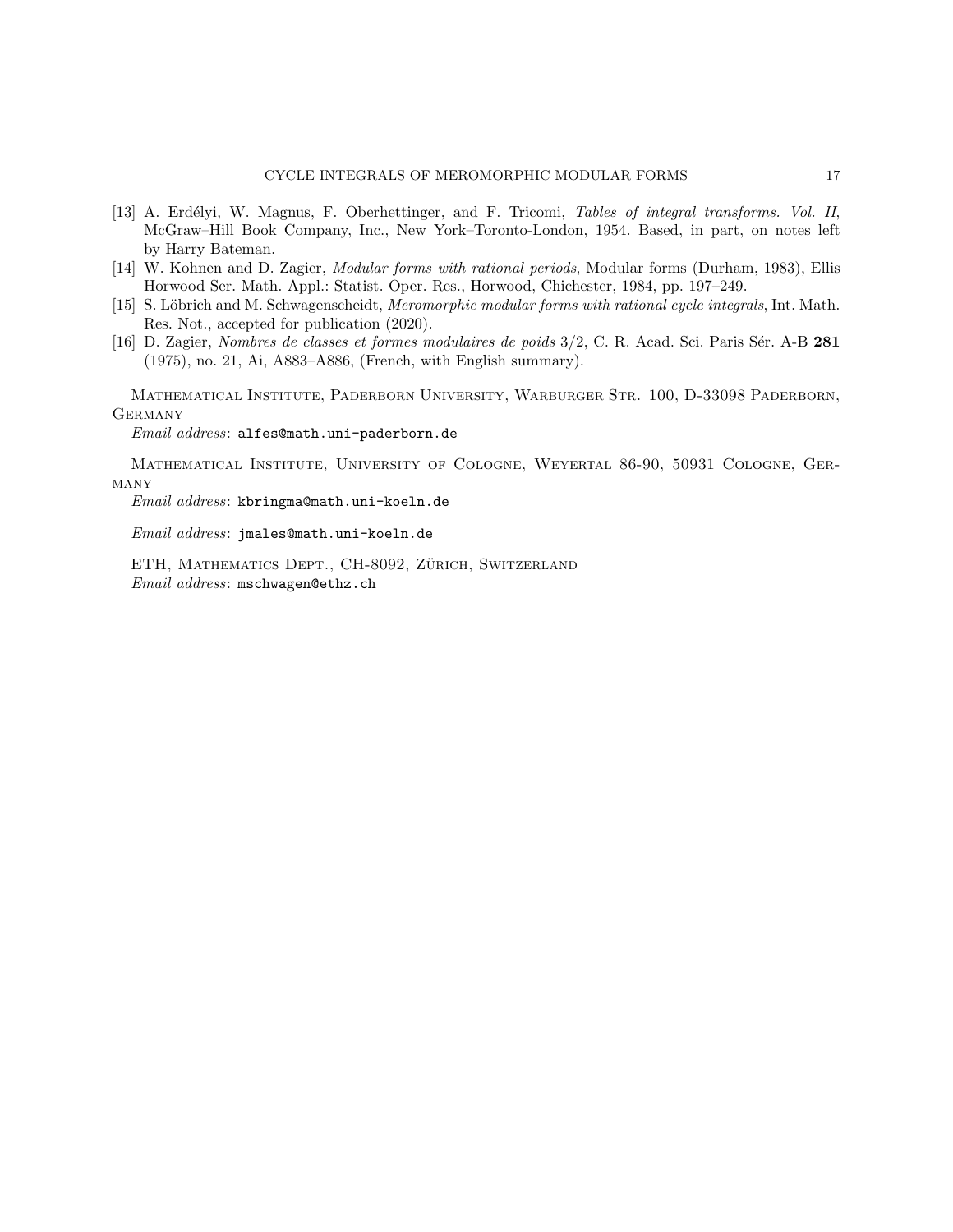[13] A. Erdélyi, W. Magnus, F. Oberhettinger, and F. Tricomi, *Tables of integral transforms. Vol. II*, McGraw–Hill Book Company, Inc., New York–Toronto-London, 1954. Based, in part, on notes left by Harry Bateman.

[14] W. Kohnen and D. Zagier, *Modular forms with rational periods*, Modular forms (Durham, 1983), Ellis Horwood Ser. Math. Appl.: Statist. Oper. Res., Horwood, Chichester, 1984, pp. 197–249.

[15] S. Löbrich and M. Schwagenscheidt, *Meromorphic modular forms with rational cycle integrals*, Int. Math. Res. Not., accepted for publication (2020).

[16] D. Zagier, *Nombres de classes et formes modulaires de poids* 3/2, C. R. Acad. Sci. Paris Sér. A-B **281** (1975), no. 21, Ai, A883–A886, (French, with English summary).

Mathematical Institute, Paderborn University, Warburger Str. 100, D-33098 Paderborn, Germany

*Email address*: `alfes@math.uni-paderborn.de`

Mathematical Institute, University of Cologne, Weyertal 86-90, 50931 Cologne, Germany

*Email address*: `kbringma@math.uni-koeln.de`

*Email address*: `jmales@math.uni-koeln.de`

ETH, Mathematics Dept., CH-8092, Zürich, Switzerland

*Email address*: `mschwagen@ethz.ch`